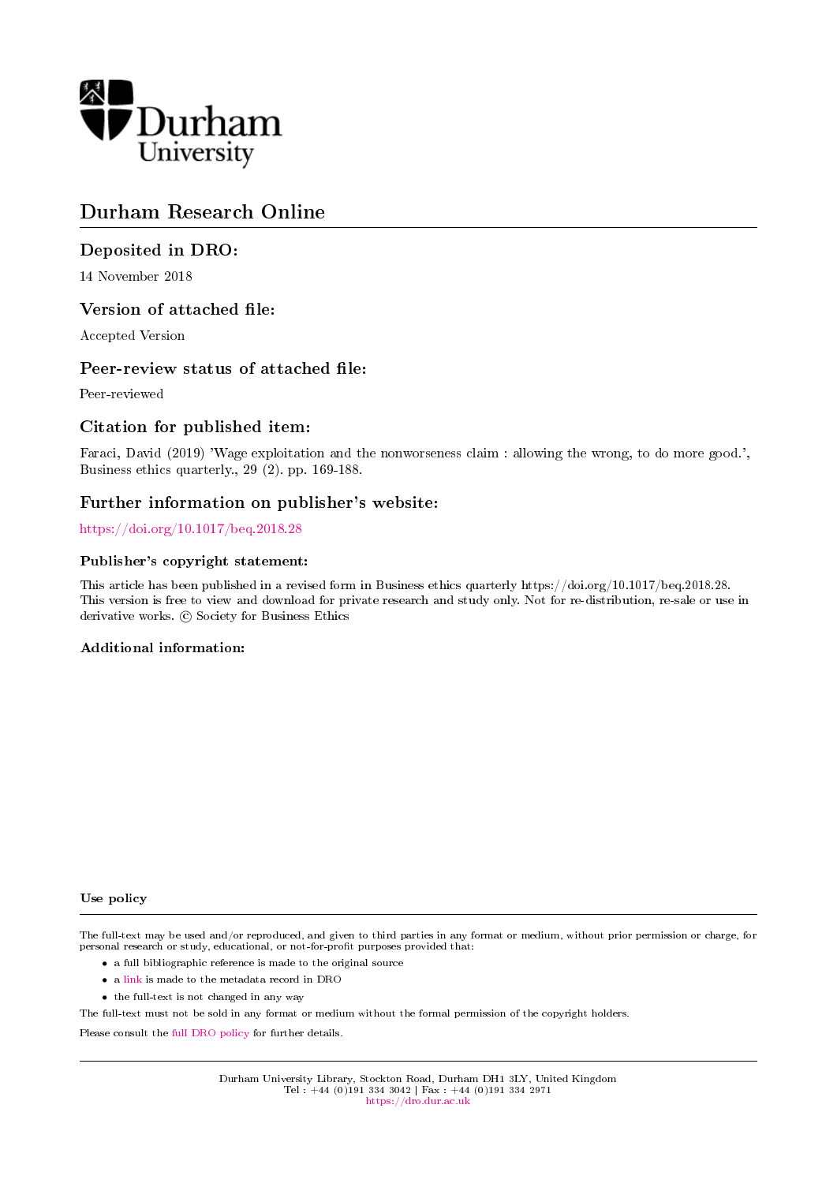Durham University

# Durham Research Online

## Deposited in DRO:

14 November 2018

## Version of attached file:

Accepted Version

## Peer-review status of attached file:

Peer-reviewed

## Citation for published item:

Faraci, David (2019) 'Wage exploitation and the nonworseness claim : allowing the wrong, to do more good.', Business ethics quarterly., 29 (2). pp. 169-188.

## Further information on publisher's website:

https://doi.org/10.1017/beq.2018.28

### Publisher's copyright statement:

This article has been published in a revised form in Business ethics quarterly https://doi.org/10.1017/beq.2018.28. This version is free to view and download for private research and study only. Not for re-distribution, re-sale or use in derivative works. © Society for Business Ethics

### Additional information:

### Use policy

The full-text may be used and/or reproduced, and given to third parties in any format or medium, without prior permission or charge, for personal research or study, educational, or not-for-profit purposes provided that:

- a full bibliographic reference is made to the original source
- a link is made to the metadata record in DRO
- the full-text is not changed in any way

The full-text must not be sold in any format or medium without the formal permission of the copyright holders.

Please consult the full DRO policy for further details.

Durham University Library, Stockton Road, Durham DH1 3LY, United Kingdom
Tel : +44 (0)191 334 3042 | Fax : +44 (0)191 334 2971
https://dro.dur.ac.uk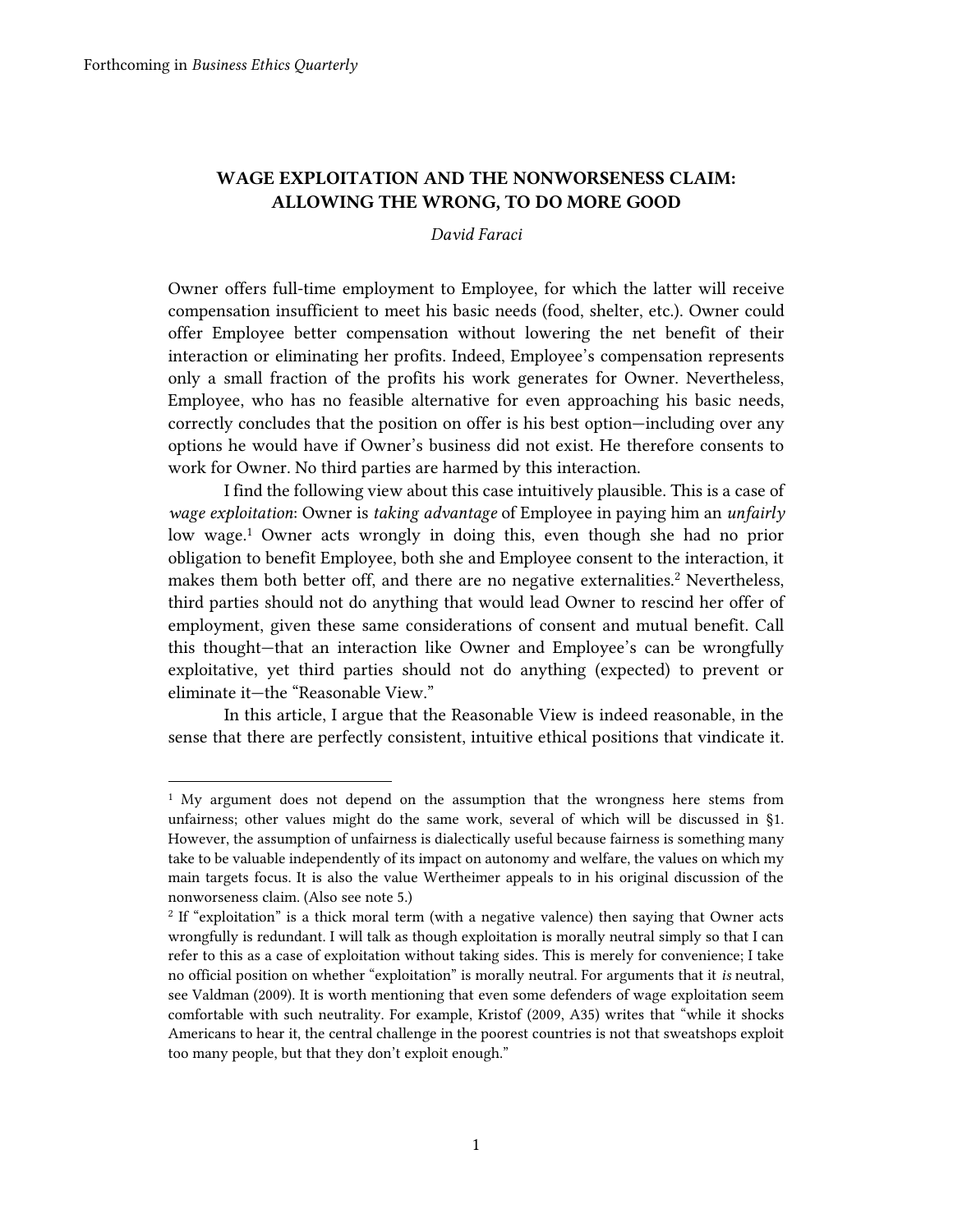# WAGE EXPLOITATION AND THE NONWORSENESS CLAIM: ALLOWING THE WRONG, TO DO MORE GOOD

*David Faraci*

Owner offers full-time employment to Employee, for which the latter will receive compensation insufficient to meet his basic needs (food, shelter, etc.). Owner could offer Employee better compensation without lowering the net benefit of their interaction or eliminating her profits. Indeed, Employee's compensation represents only a small fraction of the profits his work generates for Owner. Nevertheless, Employee, who has no feasible alternative for even approaching his basic needs, correctly concludes that the position on offer is his best option—including over any options he would have if Owner's business did not exist. He therefore consents to work for Owner. No third parties are harmed by this interaction.

I find the following view about this case intuitively plausible. This is a case of *wage exploitation*: Owner is *taking advantage* of Employee in paying him an *unfairly* low wage.[1] Owner acts wrongly in doing this, even though she had no prior obligation to benefit Employee, both she and Employee consent to the interaction, it makes them both better off, and there are no negative externalities.[2] Nevertheless, third parties should not do anything that would lead Owner to rescind her offer of employment, given these same considerations of consent and mutual benefit. Call this thought—that an interaction like Owner and Employee's can be wrongfully exploitative, yet third parties should not do anything (expected) to prevent or eliminate it—the "Reasonable View."

In this article, I argue that the Reasonable View is indeed reasonable, in the sense that there are perfectly consistent, intuitive ethical positions that vindicate it.

---

[1] My argument does not depend on the assumption that the wrongness here stems from unfairness; other values might do the same work, several of which will be discussed in §1. However, the assumption of unfairness is dialectically useful because fairness is something many take to be valuable independently of its impact on autonomy and welfare, the values on which my main targets focus. It is also the value Wertheimer appeals to in his original discussion of the nonworseness claim. (Also see note 5.)

[2] If "exploitation" is a thick moral term (with a negative valence) then saying that Owner acts wrongfully is redundant. I will talk as though exploitation is morally neutral simply so that I can refer to this as a case of exploitation without taking sides. This is merely for convenience; I take no official position on whether "exploitation" is morally neutral. For arguments that it *is* neutral, see Valdman (2009). It is worth mentioning that even some defenders of wage exploitation seem comfortable with such neutrality. For example, Kristof (2009, A35) writes that "while it shocks Americans to hear it, the central challenge in the poorest countries is not that sweatshops exploit too many people, but that they don't exploit enough."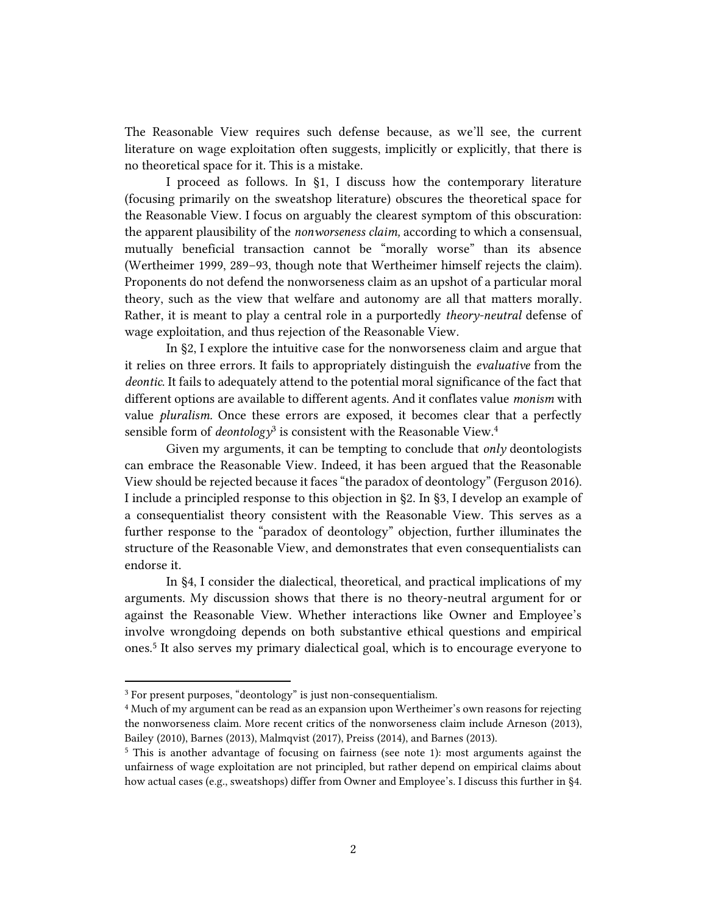The Reasonable View requires such defense because, as we'll see, the current literature on wage exploitation often suggests, implicitly or explicitly, that there is no theoretical space for it. This is a mistake.

I proceed as follows. In §1, I discuss how the contemporary literature (focusing primarily on the sweatshop literature) obscures the theoretical space for the Reasonable View. I focus on arguably the clearest symptom of this obscuration: the apparent plausibility of the *nonworseness claim,* according to which a consensual, mutually beneficial transaction cannot be "morally worse" than its absence (Wertheimer 1999, 289–93, though note that Wertheimer himself rejects the claim). Proponents do not defend the nonworseness claim as an upshot of a particular moral theory, such as the view that welfare and autonomy are all that matters morally. Rather, it is meant to play a central role in a purportedly *theory-neutral* defense of wage exploitation, and thus rejection of the Reasonable View.

In §2, I explore the intuitive case for the nonworseness claim and argue that it relies on three errors. It fails to appropriately distinguish the *evaluative* from the *deontic*. It fails to adequately attend to the potential moral significance of the fact that different options are available to different agents. And it conflates value *monism* with value *pluralism.* Once these errors are exposed, it becomes clear that a perfectly sensible form of *deontology*[3] is consistent with the Reasonable View.[4]

Given my arguments, it can be tempting to conclude that *only* deontologists can embrace the Reasonable View. Indeed, it has been argued that the Reasonable View should be rejected because it faces "the paradox of deontology" (Ferguson 2016). I include a principled response to this objection in §2. In §3, I develop an example of a consequentialist theory consistent with the Reasonable View. This serves as a further response to the "paradox of deontology" objection, further illuminates the structure of the Reasonable View, and demonstrates that even consequentialists can endorse it.

In §4, I consider the dialectical, theoretical, and practical implications of my arguments. My discussion shows that there is no theory-neutral argument for or against the Reasonable View. Whether interactions like Owner and Employee's involve wrongdoing depends on both substantive ethical questions and empirical ones.[5] It also serves my primary dialectical goal, which is to encourage everyone to

---

[3] For present purposes, "deontology" is just non-consequentialism.

[4] Much of my argument can be read as an expansion upon Wertheimer's own reasons for rejecting the nonworseness claim. More recent critics of the nonworseness claim include Arneson (2013), Bailey (2010), Barnes (2013), Malmqvist (2017), Preiss (2014), and Barnes (2013).

[5] This is another advantage of focusing on fairness (see note 1): most arguments against the unfairness of wage exploitation are not principled, but rather depend on empirical claims about how actual cases (e.g., sweatshops) differ from Owner and Employee's. I discuss this further in §4.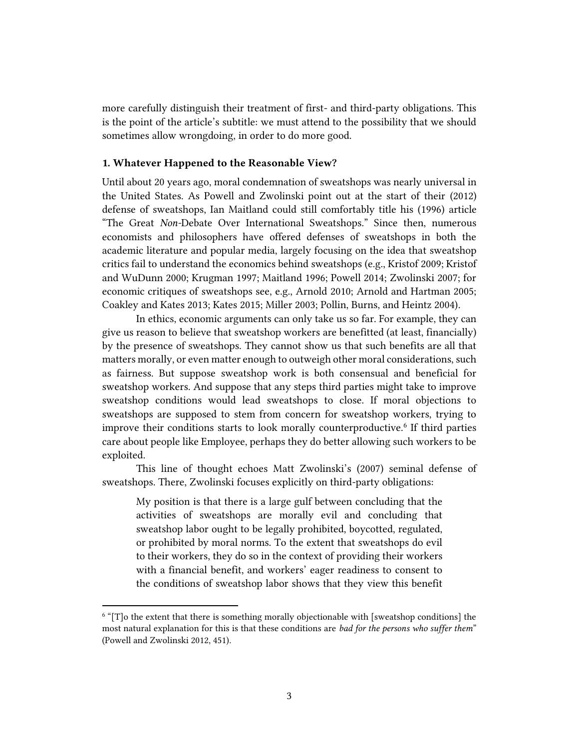more carefully distinguish their treatment of first- and third-party obligations. This is the point of the article's subtitle: we must attend to the possibility that we should sometimes allow wrongdoing, in order to do more good.

### 1. Whatever Happened to the Reasonable View?

Until about 20 years ago, moral condemnation of sweatshops was nearly universal in the United States. As Powell and Zwolinski point out at the start of their (2012) defense of sweatshops, Ian Maitland could still comfortably title his (1996) article "The Great *Non*-Debate Over International Sweatshops." Since then, numerous economists and philosophers have offered defenses of sweatshops in both the academic literature and popular media, largely focusing on the idea that sweatshop critics fail to understand the economics behind sweatshops (e.g., Kristof 2009; Kristof and WuDunn 2000; Krugman 1997; Maitland 1996; Powell 2014; Zwolinski 2007; for economic critiques of sweatshops see, e.g., Arnold 2010; Arnold and Hartman 2005; Coakley and Kates 2013; Kates 2015; Miller 2003; Pollin, Burns, and Heintz 2004).

In ethics, economic arguments can only take us so far. For example, they can give us reason to believe that sweatshop workers are benefitted (at least, financially) by the presence of sweatshops. They cannot show us that such benefits are all that matters morally, or even matter enough to outweigh other moral considerations, such as fairness. But suppose sweatshop work is both consensual and beneficial for sweatshop workers. And suppose that any steps third parties might take to improve sweatshop conditions would lead sweatshops to close. If moral objections to sweatshops are supposed to stem from concern for sweatshop workers, trying to improve their conditions starts to look morally counterproductive.[6] If third parties care about people like Employee, perhaps they do better allowing such workers to be exploited.

This line of thought echoes Matt Zwolinski's (2007) seminal defense of sweatshops. There, Zwolinski focuses explicitly on third-party obligations:

> My position is that there is a large gulf between concluding that the activities of sweatshops are morally evil and concluding that sweatshop labor ought to be legally prohibited, boycotted, regulated, or prohibited by moral norms. To the extent that sweatshops do evil to their workers, they do so in the context of providing their workers with a financial benefit, and workers' eager readiness to consent to the conditions of sweatshop labor shows that they view this benefit

[6] "[T]o the extent that there is something morally objectionable with [sweatshop conditions] the most natural explanation for this is that these conditions are *bad for the persons who suffer them*" (Powell and Zwolinski 2012, 451).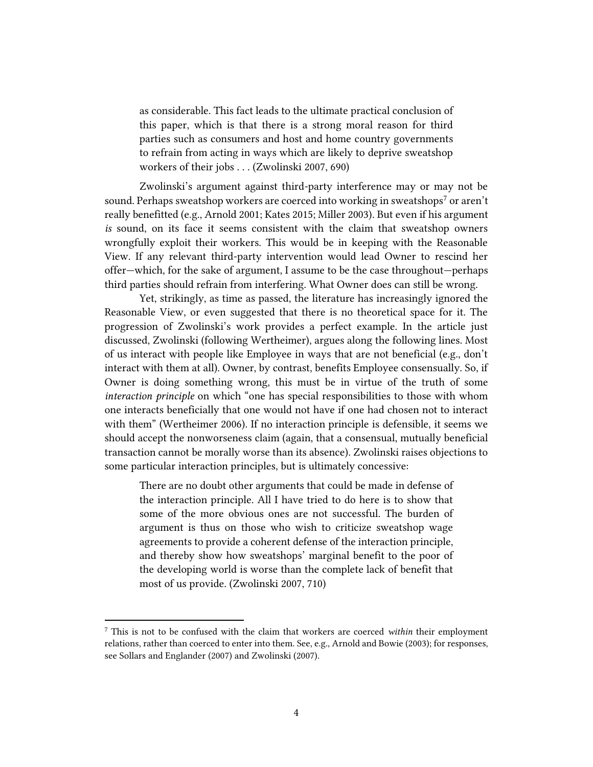> as considerable. This fact leads to the ultimate practical conclusion of this paper, which is that there is a strong moral reason for third parties such as consumers and host and home country governments to refrain from acting in ways which are likely to deprive sweatshop workers of their jobs . . . (Zwolinski 2007, 690)

Zwolinski's argument against third-party interference may or may not be sound. Perhaps sweatshop workers are coerced into working in sweatshops[7] or aren't really benefitted (e.g., Arnold 2001; Kates 2015; Miller 2003). But even if his argument *is* sound, on its face it seems consistent with the claim that sweatshop owners wrongfully exploit their workers. This would be in keeping with the Reasonable View. If any relevant third-party intervention would lead Owner to rescind her offer—which, for the sake of argument, I assume to be the case throughout—perhaps third parties should refrain from interfering. What Owner does can still be wrong.

Yet, strikingly, as time as passed, the literature has increasingly ignored the Reasonable View, or even suggested that there is no theoretical space for it. The progression of Zwolinski's work provides a perfect example. In the article just discussed, Zwolinski (following Wertheimer), argues along the following lines. Most of us interact with people like Employee in ways that are not beneficial (e.g., don't interact with them at all). Owner, by contrast, benefits Employee consensually. So, if Owner is doing something wrong, this must be in virtue of the truth of some *interaction principle* on which "one has special responsibilities to those with whom one interacts beneficially that one would not have if one had chosen not to interact with them" (Wertheimer 2006). If no interaction principle is defensible, it seems we should accept the nonworseness claim (again, that a consensual, mutually beneficial transaction cannot be morally worse than its absence). Zwolinski raises objections to some particular interaction principles, but is ultimately concessive:

> There are no doubt other arguments that could be made in defense of the interaction principle. All I have tried to do here is to show that some of the more obvious ones are not successful. The burden of argument is thus on those who wish to criticize sweatshop wage agreements to provide a coherent defense of the interaction principle, and thereby show how sweatshops' marginal benefit to the poor of the developing world is worse than the complete lack of benefit that most of us provide. (Zwolinski 2007, 710)

[7] This is not to be confused with the claim that workers are coerced *within* their employment relations, rather than coerced to enter into them. See, e.g., Arnold and Bowie (2003); for responses, see Sollars and Englander (2007) and Zwolinski (2007).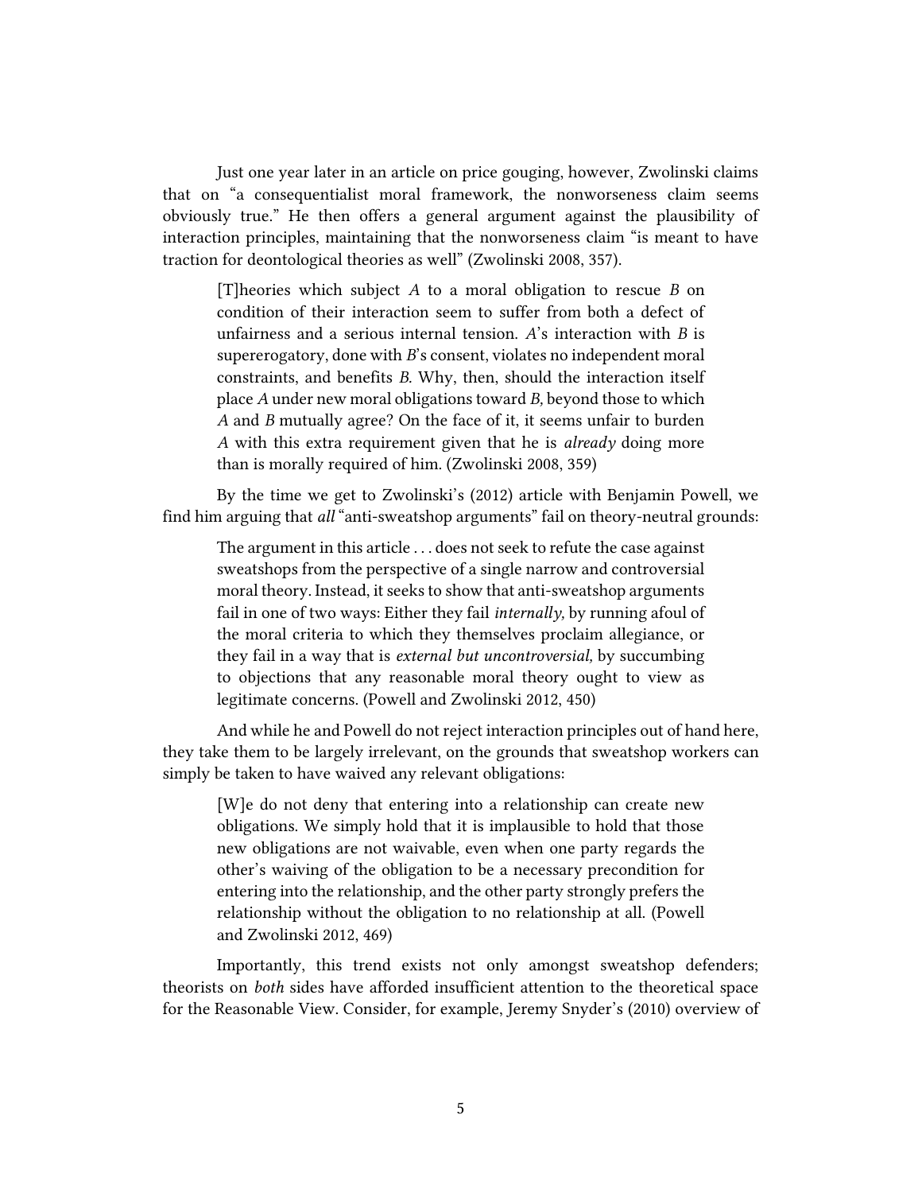Just one year later in an article on price gouging, however, Zwolinski claims that on "a consequentialist moral framework, the nonworseness claim seems obviously true." He then offers a general argument against the plausibility of interaction principles, maintaining that the nonworseness claim "is meant to have traction for deontological theories as well" (Zwolinski 2008, 357).

> [T]heories which subject *A* to a moral obligation to rescue *B* on condition of their interaction seem to suffer from both a defect of unfairness and a serious internal tension. *A*'s interaction with *B* is supererogatory, done with *B*'s consent, violates no independent moral constraints, and benefits *B.* Why, then, should the interaction itself place *A* under new moral obligations toward *B,* beyond those to which *A* and *B* mutually agree? On the face of it, it seems unfair to burden *A* with this extra requirement given that he is *already* doing more than is morally required of him. (Zwolinski 2008, 359)

By the time we get to Zwolinski's (2012) article with Benjamin Powell, we find him arguing that *all* "anti-sweatshop arguments" fail on theory-neutral grounds:

> The argument in this article . . . does not seek to refute the case against sweatshops from the perspective of a single narrow and controversial moral theory. Instead, it seeks to show that anti-sweatshop arguments fail in one of two ways: Either they fail *internally,* by running afoul of the moral criteria to which they themselves proclaim allegiance, or they fail in a way that is *external but uncontroversial,* by succumbing to objections that any reasonable moral theory ought to view as legitimate concerns. (Powell and Zwolinski 2012, 450)

And while he and Powell do not reject interaction principles out of hand here, they take them to be largely irrelevant, on the grounds that sweatshop workers can simply be taken to have waived any relevant obligations:

> [W]e do not deny that entering into a relationship can create new obligations. We simply hold that it is implausible to hold that those new obligations are not waivable, even when one party regards the other's waiving of the obligation to be a necessary precondition for entering into the relationship, and the other party strongly prefers the relationship without the obligation to no relationship at all. (Powell and Zwolinski 2012, 469)

Importantly, this trend exists not only amongst sweatshop defenders; theorists on *both* sides have afforded insufficient attention to the theoretical space for the Reasonable View. Consider, for example, Jeremy Snyder's (2010) overview of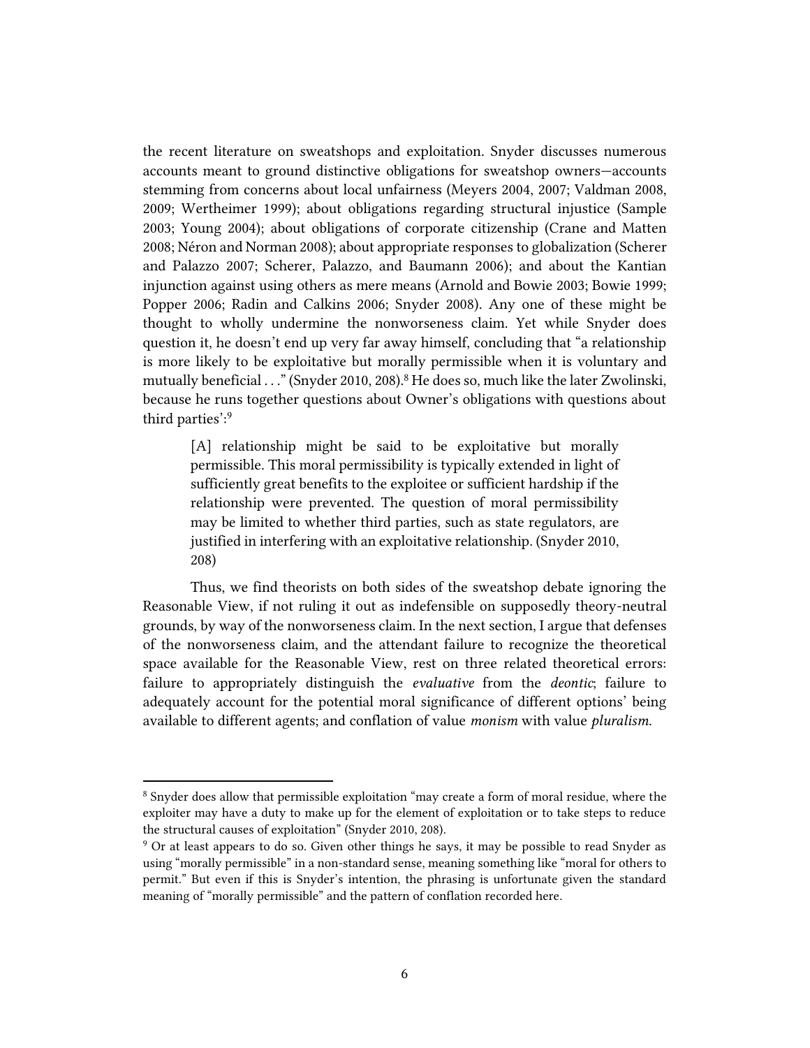the recent literature on sweatshops and exploitation. Snyder discusses numerous accounts meant to ground distinctive obligations for sweatshop owners—accounts stemming from concerns about local unfairness (Meyers 2004, 2007; Valdman 2008, 2009; Wertheimer 1999); about obligations regarding structural injustice (Sample 2003; Young 2004); about obligations of corporate citizenship (Crane and Matten 2008; Néron and Norman 2008); about appropriate responses to globalization (Scherer and Palazzo 2007; Scherer, Palazzo, and Baumann 2006); and about the Kantian injunction against using others as mere means (Arnold and Bowie 2003; Bowie 1999; Popper 2006; Radin and Calkins 2006; Snyder 2008). Any one of these might be thought to wholly undermine the nonworseness claim. Yet while Snyder does question it, he doesn't end up very far away himself, concluding that "a relationship is more likely to be exploitative but morally permissible when it is voluntary and mutually beneficial . . ." (Snyder 2010, 208).[8] He does so, much like the later Zwolinski, because he runs together questions about Owner's obligations with questions about third parties':[9]

> [A] relationship might be said to be exploitative but morally permissible. This moral permissibility is typically extended in light of sufficiently great benefits to the exploitee or sufficient hardship if the relationship were prevented. The question of moral permissibility may be limited to whether third parties, such as state regulators, are justified in interfering with an exploitative relationship. (Snyder 2010, 208)

Thus, we find theorists on both sides of the sweatshop debate ignoring the Reasonable View, if not ruling it out as indefensible on supposedly theory-neutral grounds, by way of the nonworseness claim. In the next section, I argue that defenses of the nonworseness claim, and the attendant failure to recognize the theoretical space available for the Reasonable View, rest on three related theoretical errors: failure to appropriately distinguish the *evaluative* from the *deontic*; failure to adequately account for the potential moral significance of different options' being available to different agents; and conflation of value *monism* with value *pluralism*.

---

[8] Snyder does allow that permissible exploitation "may create a form of moral residue, where the exploiter may have a duty to make up for the element of exploitation or to take steps to reduce the structural causes of exploitation" (Snyder 2010, 208).

[9] Or at least appears to do so. Given other things he says, it may be possible to read Snyder as using "morally permissible" in a non-standard sense, meaning something like "moral for others to permit." But even if this is Snyder's intention, the phrasing is unfortunate given the standard meaning of "morally permissible" and the pattern of conflation recorded here.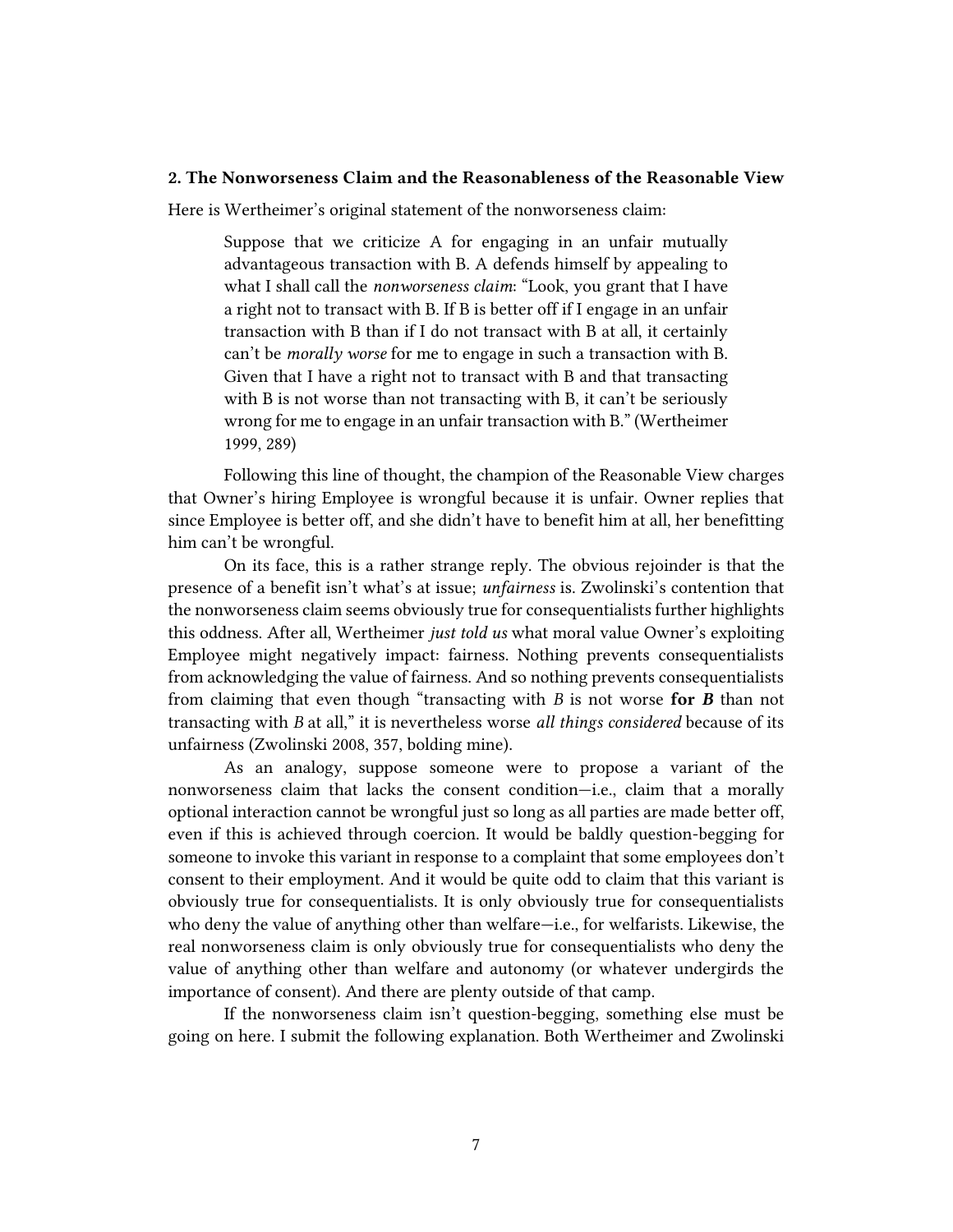### 2. The Nonworseness Claim and the Reasonableness of the Reasonable View

Here is Wertheimer's original statement of the nonworseness claim:

> Suppose that we criticize A for engaging in an unfair mutually advantageous transaction with B. A defends himself by appealing to what I shall call the *nonworseness claim*: "Look, you grant that I have a right not to transact with B. If B is better off if I engage in an unfair transaction with B than if I do not transact with B at all, it certainly can't be *morally worse* for me to engage in such a transaction with B. Given that I have a right not to transact with B and that transacting with B is not worse than not transacting with B, it can't be seriously wrong for me to engage in an unfair transaction with B." (Wertheimer 1999, 289)

Following this line of thought, the champion of the Reasonable View charges that Owner's hiring Employee is wrongful because it is unfair. Owner replies that since Employee is better off, and she didn't have to benefit him at all, her benefitting him can't be wrongful.

On its face, this is a rather strange reply. The obvious rejoinder is that the presence of a benefit isn't what's at issue; *unfairness* is. Zwolinski's contention that the nonworseness claim seems obviously true for consequentialists further highlights this oddness. After all, Wertheimer *just told us* what moral value Owner's exploiting Employee might negatively impact: fairness. Nothing prevents consequentialists from acknowledging the value of fairness. And so nothing prevents consequentialists from claiming that even though "transacting with *B* is not worse **for *B*** than not transacting with *B* at all," it is nevertheless worse *all things considered* because of its unfairness (Zwolinski 2008, 357, bolding mine).

As an analogy, suppose someone were to propose a variant of the nonworseness claim that lacks the consent condition—i.e., claim that a morally optional interaction cannot be wrongful just so long as all parties are made better off, even if this is achieved through coercion. It would be baldly question-begging for someone to invoke this variant in response to a complaint that some employees don't consent to their employment. And it would be quite odd to claim that this variant is obviously true for consequentialists. It is only obviously true for consequentialists who deny the value of anything other than welfare—i.e., for welfarists. Likewise, the real nonworseness claim is only obviously true for consequentialists who deny the value of anything other than welfare and autonomy (or whatever undergirds the importance of consent). And there are plenty outside of that camp.

If the nonworseness claim isn't question-begging, something else must be going on here. I submit the following explanation. Both Wertheimer and Zwolinski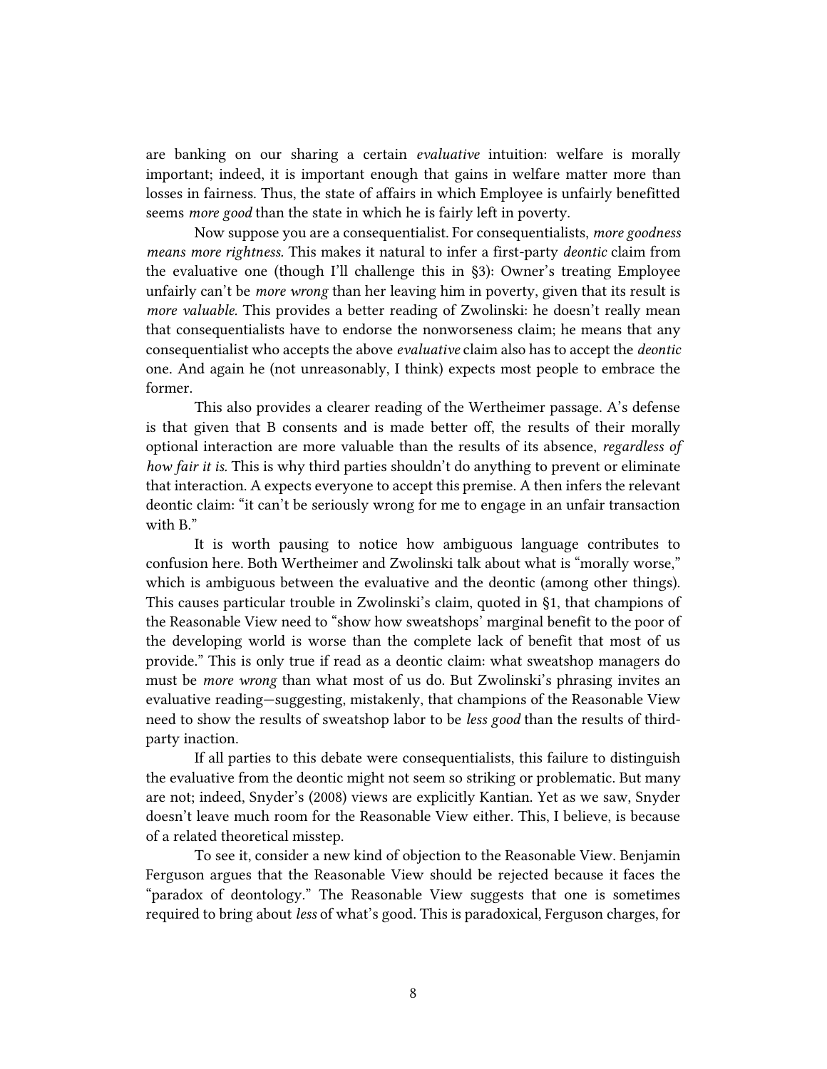are banking on our sharing a certain *evaluative* intuition: welfare is morally important; indeed, it is important enough that gains in welfare matter more than losses in fairness. Thus, the state of affairs in which Employee is unfairly benefitted seems *more good* than the state in which he is fairly left in poverty.

Now suppose you are a consequentialist. For consequentialists, *more goodness means more rightness.* This makes it natural to infer a first-party *deontic* claim from the evaluative one (though I'll challenge this in §3): Owner's treating Employee unfairly can't be *more wrong* than her leaving him in poverty, given that its result is *more valuable.* This provides a better reading of Zwolinski: he doesn't really mean that consequentialists have to endorse the nonworseness claim; he means that any consequentialist who accepts the above *evaluative* claim also has to accept the *deontic* one. And again he (not unreasonably, I think) expects most people to embrace the former.

This also provides a clearer reading of the Wertheimer passage. A's defense is that given that B consents and is made better off, the results of their morally optional interaction are more valuable than the results of its absence, *regardless of how fair it is.* This is why third parties shouldn't do anything to prevent or eliminate that interaction. A expects everyone to accept this premise. A then infers the relevant deontic claim: "it can't be seriously wrong for me to engage in an unfair transaction with B."

It is worth pausing to notice how ambiguous language contributes to confusion here. Both Wertheimer and Zwolinski talk about what is "morally worse," which is ambiguous between the evaluative and the deontic (among other things). This causes particular trouble in Zwolinski's claim, quoted in §1, that champions of the Reasonable View need to "show how sweatshops' marginal benefit to the poor of the developing world is worse than the complete lack of benefit that most of us provide." This is only true if read as a deontic claim: what sweatshop managers do must be *more wrong* than what most of us do. But Zwolinski's phrasing invites an evaluative reading—suggesting, mistakenly, that champions of the Reasonable View need to show the results of sweatshop labor to be *less good* than the results of third-party inaction.

If all parties to this debate were consequentialists, this failure to distinguish the evaluative from the deontic might not seem so striking or problematic. But many are not; indeed, Snyder's (2008) views are explicitly Kantian. Yet as we saw, Snyder doesn't leave much room for the Reasonable View either. This, I believe, is because of a related theoretical misstep.

To see it, consider a new kind of objection to the Reasonable View. Benjamin Ferguson argues that the Reasonable View should be rejected because it faces the "paradox of deontology." The Reasonable View suggests that one is sometimes required to bring about *less* of what's good. This is paradoxical, Ferguson charges, for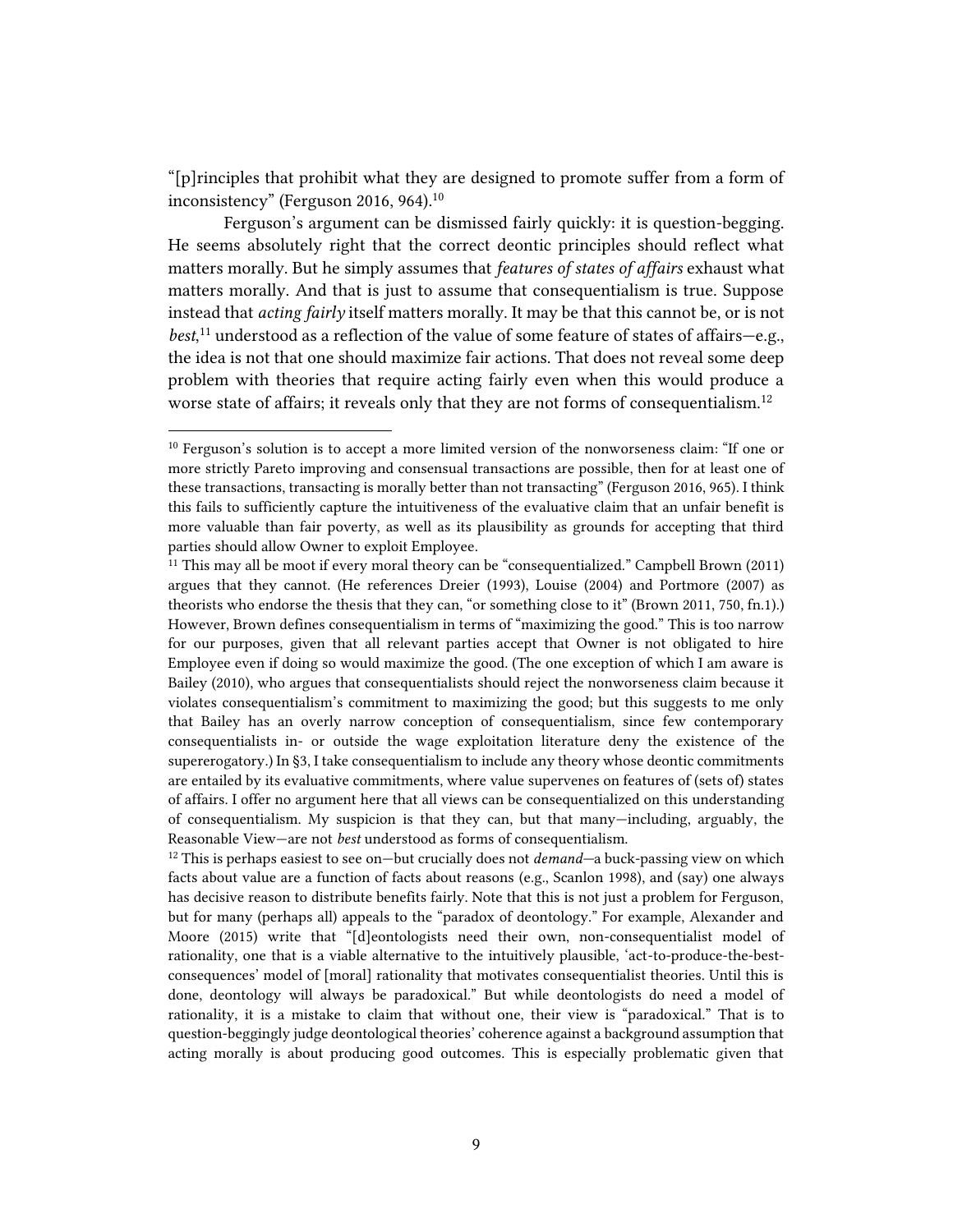"[p]rinciples that prohibit what they are designed to promote suffer from a form of inconsistency" (Ferguson 2016, 964).[10]

Ferguson's argument can be dismissed fairly quickly: it is question-begging. He seems absolutely right that the correct deontic principles should reflect what matters morally. But he simply assumes that *features of states of affairs* exhaust what matters morally. And that is just to assume that consequentialism is true. Suppose instead that *acting fairly* itself matters morally. It may be that this cannot be, or is not *best*,[11] understood as a reflection of the value of some feature of states of affairs—e.g., the idea is not that one should maximize fair actions. That does not reveal some deep problem with theories that require acting fairly even when this would produce a worse state of affairs; it reveals only that they are not forms of consequentialism.[12]

---

[10] Ferguson's solution is to accept a more limited version of the nonworseness claim: "If one or more strictly Pareto improving and consensual transactions are possible, then for at least one of these transactions, transacting is morally better than not transacting" (Ferguson 2016, 965). I think this fails to sufficiently capture the intuitiveness of the evaluative claim that an unfair benefit is more valuable than fair poverty, as well as its plausibility as grounds for accepting that third parties should allow Owner to exploit Employee.

[11] This may all be moot if every moral theory can be "consequentialized." Campbell Brown (2011) argues that they cannot. (He references Dreier (1993), Louise (2004) and Portmore (2007) as theorists who endorse the thesis that they can, "or something close to it" (Brown 2011, 750, fn.1).) However, Brown defines consequentialism in terms of "maximizing the good." This is too narrow for our purposes, given that all relevant parties accept that Owner is not obligated to hire Employee even if doing so would maximize the good. (The one exception of which I am aware is Bailey (2010), who argues that consequentialists should reject the nonworseness claim because it violates consequentialism's commitment to maximizing the good; but this suggests to me only that Bailey has an overly narrow conception of consequentialism, since few contemporary consequentialists in- or outside the wage exploitation literature deny the existence of the supererogatory.) In §3, I take consequentialism to include any theory whose deontic commitments are entailed by its evaluative commitments, where value supervenes on features of (sets of) states of affairs. I offer no argument here that all views can be consequentialized on this understanding of consequentialism. My suspicion is that they can, but that many—including, arguably, the Reasonable View—are not *best* understood as forms of consequentialism.

[12] This is perhaps easiest to see on—but crucially does not *demand*—a buck-passing view on which facts about value are a function of facts about reasons (e.g., Scanlon 1998), and (say) one always has decisive reason to distribute benefits fairly. Note that this is not just a problem for Ferguson, but for many (perhaps all) appeals to the "paradox of deontology." For example, Alexander and Moore (2015) write that "[d]eontologists need their own, non-consequentialist model of rationality, one that is a viable alternative to the intuitively plausible, 'act-to-produce-the-best-consequences' model of [moral] rationality that motivates consequentialist theories. Until this is done, deontology will always be paradoxical." But while deontologists do need a model of rationality, it is a mistake to claim that without one, their view is "paradoxical." That is to question-beggingly judge deontological theories' coherence against a background assumption that acting morally is about producing good outcomes. This is especially problematic given that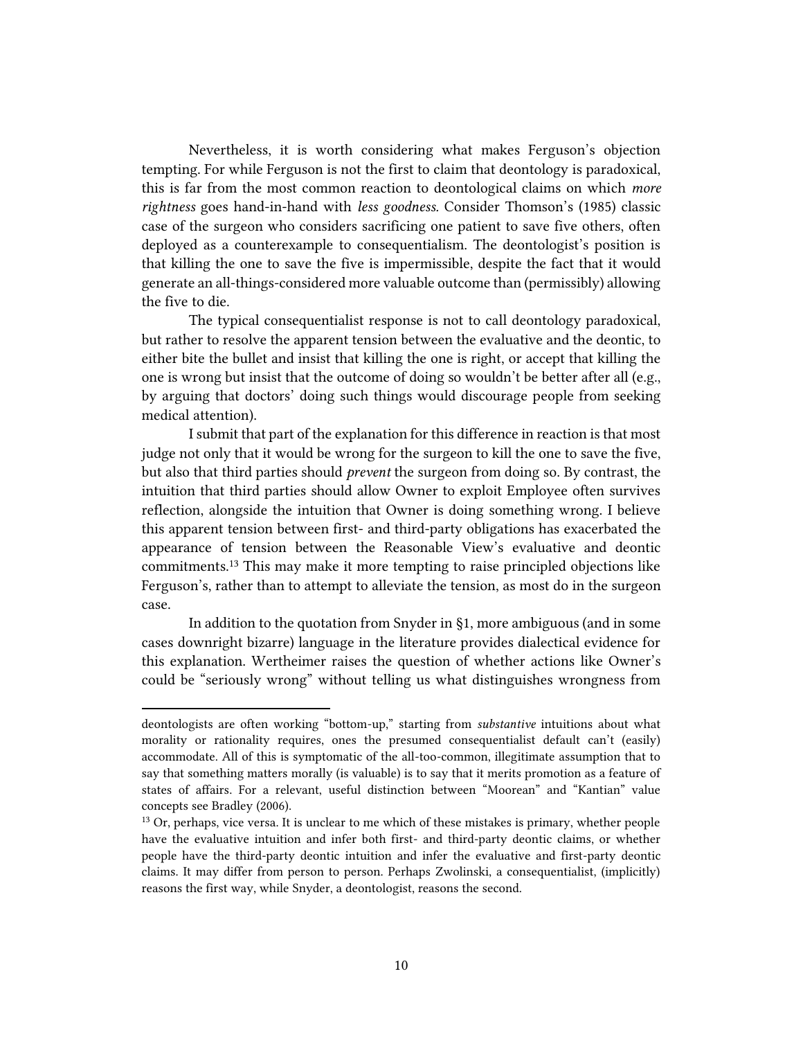Nevertheless, it is worth considering what makes Ferguson's objection tempting. For while Ferguson is not the first to claim that deontology is paradoxical, this is far from the most common reaction to deontological claims on which *more rightness* goes hand-in-hand with *less goodness.* Consider Thomson's (1985) classic case of the surgeon who considers sacrificing one patient to save five others, often deployed as a counterexample to consequentialism. The deontologist's position is that killing the one to save the five is impermissible, despite the fact that it would generate an all-things-considered more valuable outcome than (permissibly) allowing the five to die.

The typical consequentialist response is not to call deontology paradoxical, but rather to resolve the apparent tension between the evaluative and the deontic, to either bite the bullet and insist that killing the one is right, or accept that killing the one is wrong but insist that the outcome of doing so wouldn't be better after all (e.g., by arguing that doctors' doing such things would discourage people from seeking medical attention).

I submit that part of the explanation for this difference in reaction is that most judge not only that it would be wrong for the surgeon to kill the one to save the five, but also that third parties should *prevent* the surgeon from doing so. By contrast, the intuition that third parties should allow Owner to exploit Employee often survives reflection, alongside the intuition that Owner is doing something wrong. I believe this apparent tension between first- and third-party obligations has exacerbated the appearance of tension between the Reasonable View's evaluative and deontic commitments.[13] This may make it more tempting to raise principled objections like Ferguson's, rather than to attempt to alleviate the tension, as most do in the surgeon case.

In addition to the quotation from Snyder in §1, more ambiguous (and in some cases downright bizarre) language in the literature provides dialectical evidence for this explanation. Wertheimer raises the question of whether actions like Owner's could be "seriously wrong" without telling us what distinguishes wrongness from

---

deontologists are often working "bottom-up," starting from *substantive* intuitions about what morality or rationality requires, ones the presumed consequentialist default can't (easily) accommodate. All of this is symptomatic of the all-too-common, illegitimate assumption that to say that something matters morally (is valuable) is to say that it merits promotion as a feature of states of affairs. For a relevant, useful distinction between "Moorean" and "Kantian" value concepts see Bradley (2006).

[13] Or, perhaps, vice versa. It is unclear to me which of these mistakes is primary, whether people have the evaluative intuition and infer both first- and third-party deontic claims, or whether people have the third-party deontic intuition and infer the evaluative and first-party deontic claims. It may differ from person to person. Perhaps Zwolinski, a consequentialist, (implicitly) reasons the first way, while Snyder, a deontologist, reasons the second.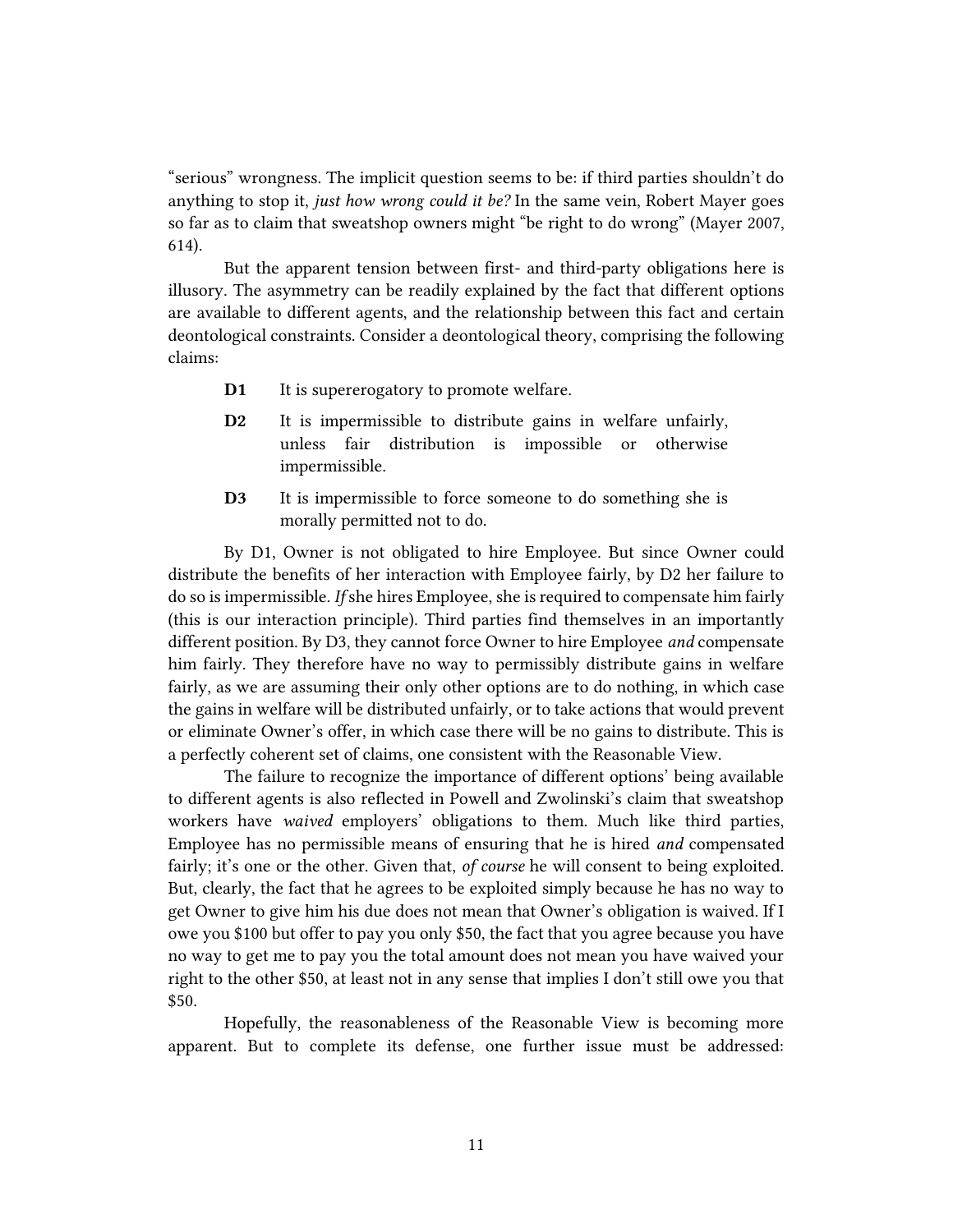“serious” wrongness. The implicit question seems to be: if third parties shouldn’t do anything to stop it, *just how wrong could it be?* In the same vein, Robert Mayer goes so far as to claim that sweatshop owners might “be right to do wrong” (Mayer 2007, 614).

But the apparent tension between first- and third-party obligations here is illusory. The asymmetry can be readily explained by the fact that different options are available to different agents, and the relationship between this fact and certain deontological constraints. Consider a deontological theory, comprising the following claims:

- **D1** It is supererogatory to promote welfare.
- **D2** It is impermissible to distribute gains in welfare unfairly, unless fair distribution is impossible or otherwise impermissible.
- **D3** It is impermissible to force someone to do something she is morally permitted not to do.

By D1, Owner is not obligated to hire Employee. But since Owner could distribute the benefits of her interaction with Employee fairly, by D2 her failure to do so is impermissible. *If* she hires Employee, she is required to compensate him fairly (this is our interaction principle). Third parties find themselves in an importantly different position. By D3, they cannot force Owner to hire Employee *and* compensate him fairly. They therefore have no way to permissibly distribute gains in welfare fairly, as we are assuming their only other options are to do nothing, in which case the gains in welfare will be distributed unfairly, or to take actions that would prevent or eliminate Owner’s offer, in which case there will be no gains to distribute. This is a perfectly coherent set of claims, one consistent with the Reasonable View.

The failure to recognize the importance of different options’ being available to different agents is also reflected in Powell and Zwolinski’s claim that sweatshop workers have *waived* employers’ obligations to them. Much like third parties, Employee has no permissible means of ensuring that he is hired *and* compensated fairly; it’s one or the other. Given that, *of course* he will consent to being exploited. But, clearly, the fact that he agrees to be exploited simply because he has no way to get Owner to give him his due does not mean that Owner’s obligation is waived. If I owe you $100 but offer to pay you only $50, the fact that you agree because you have no way to get me to pay you the total amount does not mean you have waived your right to the other $50, at least not in any sense that implies I don’t still owe you that $50.

Hopefully, the reasonableness of the Reasonable View is becoming more apparent. But to complete its defense, one further issue must be addressed: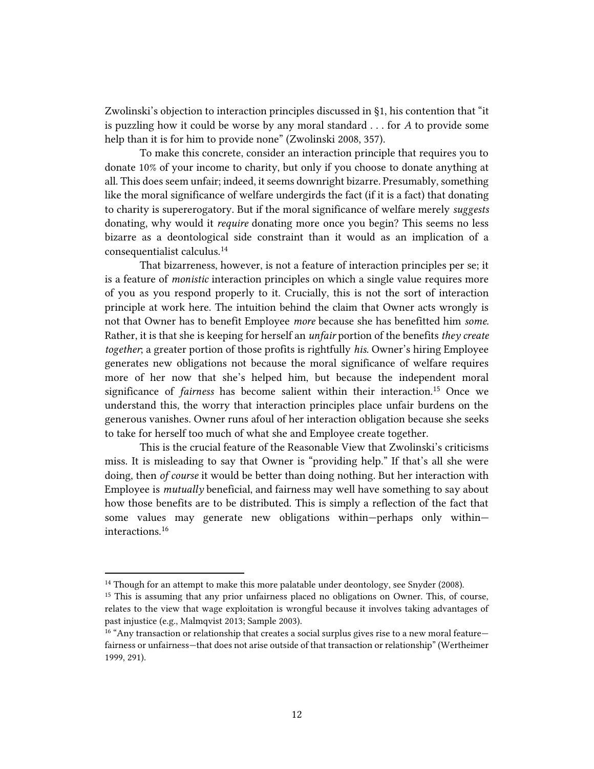Zwolinski's objection to interaction principles discussed in §1, his contention that "it is puzzling how it could be worse by any moral standard . . . for *A* to provide some help than it is for him to provide none" (Zwolinski 2008, 357).

To make this concrete, consider an interaction principle that requires you to donate 10% of your income to charity, but only if you choose to donate anything at all. This does seem unfair; indeed, it seems downright bizarre. Presumably, something like the moral significance of welfare undergirds the fact (if it is a fact) that donating to charity is supererogatory. But if the moral significance of welfare merely *suggests* donating, why would it *require* donating more once you begin? This seems no less bizarre as a deontological side constraint than it would as an implication of a consequentialist calculus.[14]

That bizarreness, however, is not a feature of interaction principles per se; it is a feature of *monistic* interaction principles on which a single value requires more of you as you respond properly to it. Crucially, this is not the sort of interaction principle at work here. The intuition behind the claim that Owner acts wrongly is not that Owner has to benefit Employee *more* because she has benefitted him *some*. Rather, it is that she is keeping for herself an *unfair* portion of the benefits *they create together*; a greater portion of those profits is rightfully *his*. Owner's hiring Employee generates new obligations not because the moral significance of welfare requires more of her now that she's helped him, but because the independent moral significance of *fairness* has become salient within their interaction.[15] Once we understand this, the worry that interaction principles place unfair burdens on the generous vanishes. Owner runs afoul of her interaction obligation because she seeks to take for herself too much of what she and Employee create together.

This is the crucial feature of the Reasonable View that Zwolinski's criticisms miss. It is misleading to say that Owner is "providing help." If that's all she were doing, then *of course* it would be better than doing nothing. But her interaction with Employee is *mutually* beneficial, and fairness may well have something to say about how those benefits are to be distributed. This is simply a reflection of the fact that some values may generate new obligations within—perhaps only within—interactions.[16]

---

[14] Though for an attempt to make this more palatable under deontology, see Snyder (2008).

[15] This is assuming that any prior unfairness placed no obligations on Owner. This, of course, relates to the view that wage exploitation is wrongful because it involves taking advantages of past injustice (e.g., Malmqvist 2013; Sample 2003).

[16] "Any transaction or relationship that creates a social surplus gives rise to a new moral feature—fairness or unfairness—that does not arise outside of that transaction or relationship" (Wertheimer 1999, 291).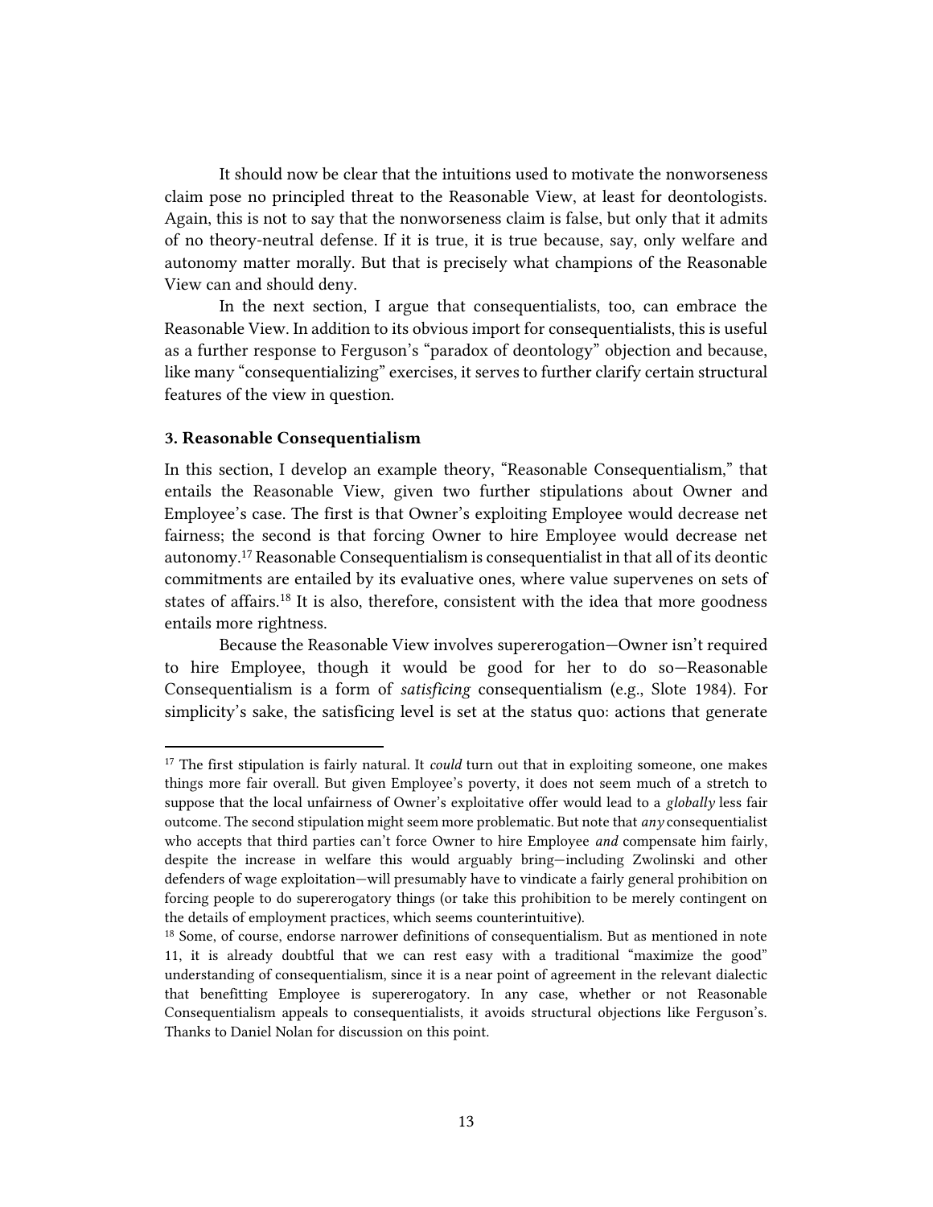It should now be clear that the intuitions used to motivate the nonworseness claim pose no principled threat to the Reasonable View, at least for deontologists. Again, this is not to say that the nonworseness claim is false, but only that it admits of no theory-neutral defense. If it is true, it is true because, say, only welfare and autonomy matter morally. But that is precisely what champions of the Reasonable View can and should deny.

In the next section, I argue that consequentialists, too, can embrace the Reasonable View. In addition to its obvious import for consequentialists, this is useful as a further response to Ferguson's "paradox of deontology" objection and because, like many "consequentializing" exercises, it serves to further clarify certain structural features of the view in question.

### 3. Reasonable Consequentialism

In this section, I develop an example theory, "Reasonable Consequentialism," that entails the Reasonable View, given two further stipulations about Owner and Employee's case. The first is that Owner's exploiting Employee would decrease net fairness; the second is that forcing Owner to hire Employee would decrease net autonomy.[17] Reasonable Consequentialism is consequentialist in that all of its deontic commitments are entailed by its evaluative ones, where value supervenes on sets of states of affairs.[18] It is also, therefore, consistent with the idea that more goodness entails more rightness.

Because the Reasonable View involves supererogation—Owner isn't required to hire Employee, though it would be good for her to do so—Reasonable Consequentialism is a form of *satisficing* consequentialism (e.g., Slote 1984). For simplicity's sake, the satisficing level is set at the status quo: actions that generate

---

[17] The first stipulation is fairly natural. It *could* turn out that in exploiting someone, one makes things more fair overall. But given Employee's poverty, it does not seem much of a stretch to suppose that the local unfairness of Owner's exploitative offer would lead to a *globally* less fair outcome. The second stipulation might seem more problematic. But note that *any* consequentialist who accepts that third parties can't force Owner to hire Employee *and* compensate him fairly, despite the increase in welfare this would arguably bring—including Zwolinski and other defenders of wage exploitation—will presumably have to vindicate a fairly general prohibition on forcing people to do supererogatory things (or take this prohibition to be merely contingent on the details of employment practices, which seems counterintuitive).

[18] Some, of course, endorse narrower definitions of consequentialism. But as mentioned in note 11, it is already doubtful that we can rest easy with a traditional "maximize the good" understanding of consequentialism, since it is a near point of agreement in the relevant dialectic that benefitting Employee is supererogatory. In any case, whether or not Reasonable Consequentialism appeals to consequentialists, it avoids structural objections like Ferguson's. Thanks to Daniel Nolan for discussion on this point.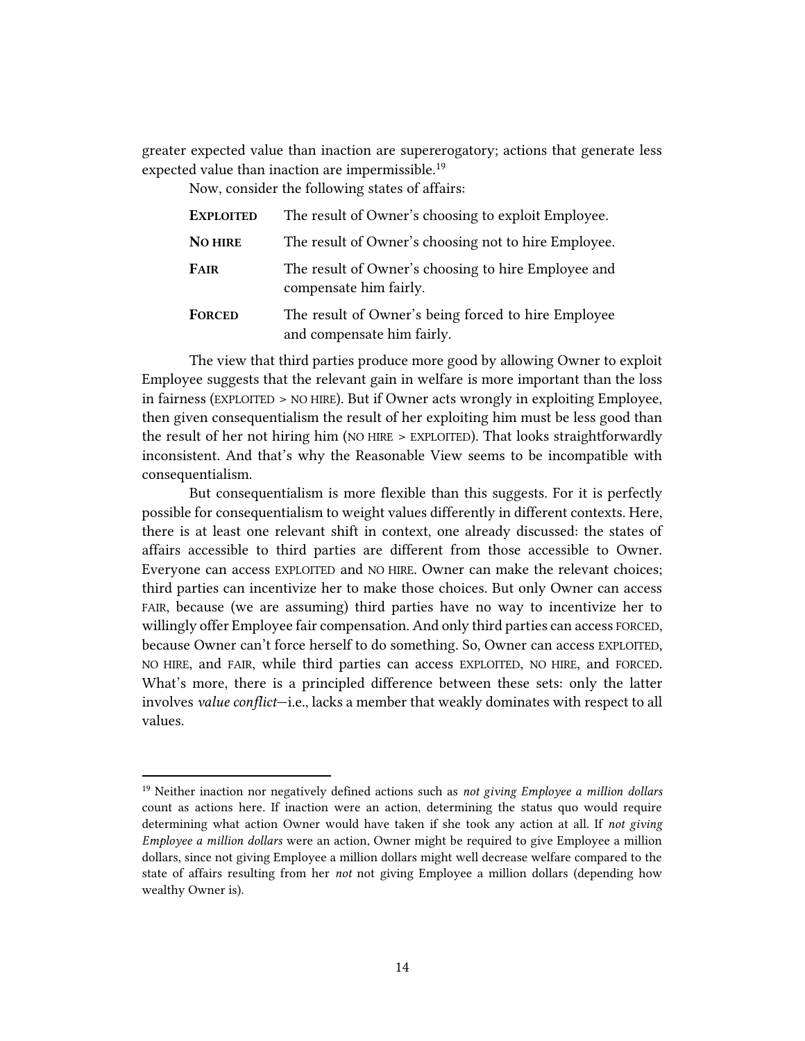greater expected value than inaction are supererogatory; actions that generate less expected value than inaction are impermissible.[19]

Now, consider the following states of affairs:

| | |
|---|---|
| **EXPLOITED** | The result of Owner's choosing to exploit Employee. |
| **NO HIRE** | The result of Owner's choosing not to hire Employee. |
| **FAIR** | The result of Owner's choosing to hire Employee and compensate him fairly. |
| **FORCED** | The result of Owner's being forced to hire Employee and compensate him fairly. |

The view that third parties produce more good by allowing Owner to exploit Employee suggests that the relevant gain in welfare is more important than the loss in fairness (EXPLOITED > NO HIRE). But if Owner acts wrongly in exploiting Employee, then given consequentialism the result of her exploiting him must be less good than the result of her not hiring him (NO HIRE > EXPLOITED). That looks straightforwardly inconsistent. And that's why the Reasonable View seems to be incompatible with consequentialism.

But consequentialism is more flexible than this suggests. For it is perfectly possible for consequentialism to weight values differently in different contexts. Here, there is at least one relevant shift in context, one already discussed: the states of affairs accessible to third parties are different from those accessible to Owner. Everyone can access EXPLOITED and NO HIRE. Owner can make the relevant choices; third parties can incentivize her to make those choices. But only Owner can access FAIR, because (we are assuming) third parties have no way to incentivize her to willingly offer Employee fair compensation. And only third parties can access FORCED, because Owner can't force herself to do something. So, Owner can access EXPLOITED, NO HIRE, and FAIR, while third parties can access EXPLOITED, NO HIRE, and FORCED. What's more, there is a principled difference between these sets: only the latter involves *value conflict*—i.e., lacks a member that weakly dominates with respect to all values.

[19] Neither inaction nor negatively defined actions such as *not giving Employee a million dollars* count as actions here. If inaction were an action, determining the status quo would require determining what action Owner would have taken if she took any action at all. If *not giving Employee a million dollars* were an action, Owner might be required to give Employee a million dollars, since not giving Employee a million dollars might well decrease welfare compared to the state of affairs resulting from her *not* not giving Employee a million dollars (depending how wealthy Owner is).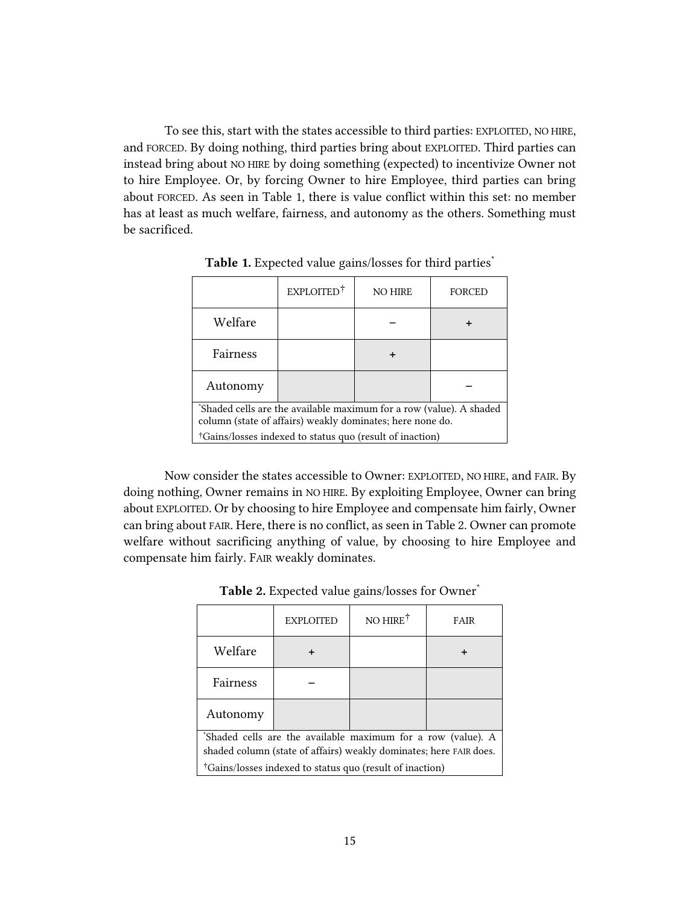To see this, start with the states accessible to third parties: EXPLOITED, NO HIRE, and FORCED. By doing nothing, third parties bring about EXPLOITED. Third parties can instead bring about NO HIRE by doing something (expected) to incentivize Owner not to hire Employee. Or, by forcing Owner to hire Employee, third parties can bring about FORCED. As seen in Table 1, there is value conflict within this set: no member has at least as much welfare, fairness, and autonomy as the others. Something must be sacrificed.

**Table 1.** Expected value gains/losses for third parties*

| | EXPLOITED† | NO HIRE | FORCED |
|---|---|---|---|
| Welfare | | – | + |
| Fairness | | + | |
| Autonomy | | | – |

*Shaded cells are the available maximum for a row (value). A shaded column (state of affairs) weakly dominates; here none do.

†Gains/losses indexed to status quo (result of inaction)

Now consider the states accessible to Owner: EXPLOITED, NO HIRE, and FAIR. By doing nothing, Owner remains in NO HIRE. By exploiting Employee, Owner can bring about EXPLOITED. Or by choosing to hire Employee and compensate him fairly, Owner can bring about FAIR. Here, there is no conflict, as seen in Table 2. Owner can promote welfare without sacrificing anything of value, by choosing to hire Employee and compensate him fairly. FAIR weakly dominates.

**Table 2.** Expected value gains/losses for Owner*

| | EXPLOITED | NO HIRE† | FAIR |
|---|---|---|---|
| Welfare | + | | + |
| Fairness | – | | |
| Autonomy | | | |

*Shaded cells are the available maximum for a row (value). A shaded column (state of affairs) weakly dominates; here FAIR does.

†Gains/losses indexed to status quo (result of inaction)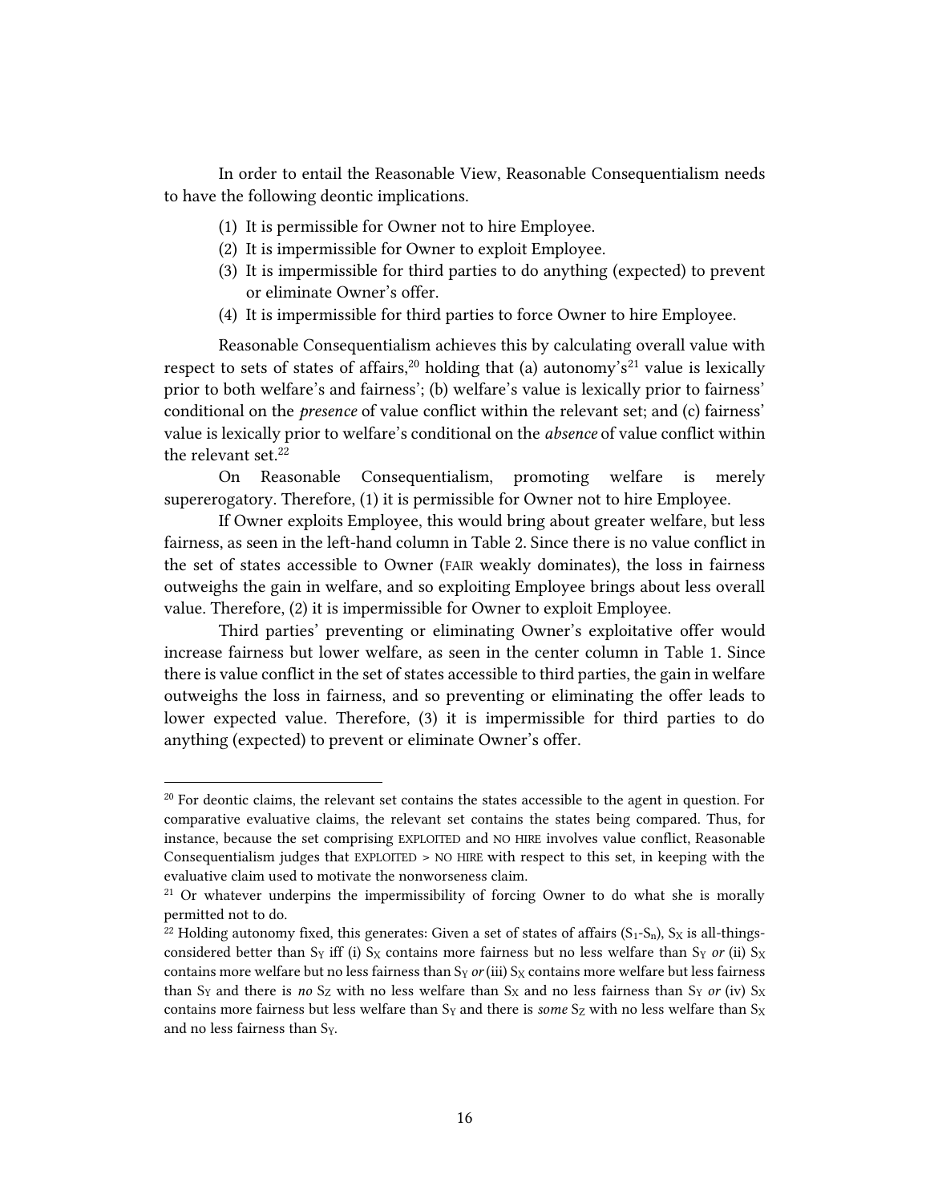In order to entail the Reasonable View, Reasonable Consequentialism needs to have the following deontic implications.

1. It is permissible for Owner not to hire Employee.
2. It is impermissible for Owner to exploit Employee.
3. It is impermissible for third parties to do anything (expected) to prevent or eliminate Owner's offer.
4. It is impermissible for third parties to force Owner to hire Employee.

Reasonable Consequentialism achieves this by calculating overall value with respect to sets of states of affairs,[20] holding that (a) autonomy's[21] value is lexically prior to both welfare's and fairness'; (b) welfare's value is lexically prior to fairness' conditional on the *presence* of value conflict within the relevant set; and (c) fairness' value is lexically prior to welfare's conditional on the *absence* of value conflict within the relevant set.[22]

On Reasonable Consequentialism, promoting welfare is merely supererogatory. Therefore, (1) it is permissible for Owner not to hire Employee.

If Owner exploits Employee, this would bring about greater welfare, but less fairness, as seen in the left-hand column in Table 2. Since there is no value conflict in the set of states accessible to Owner (FAIR weakly dominates), the loss in fairness outweighs the gain in welfare, and so exploiting Employee brings about less overall value. Therefore, (2) it is impermissible for Owner to exploit Employee.

Third parties' preventing or eliminating Owner's exploitative offer would increase fairness but lower welfare, as seen in the center column in Table 1. Since there is value conflict in the set of states accessible to third parties, the gain in welfare outweighs the loss in fairness, and so preventing or eliminating the offer leads to lower expected value. Therefore, (3) it is impermissible for third parties to do anything (expected) to prevent or eliminate Owner's offer.

---

[20] For deontic claims, the relevant set contains the states accessible to the agent in question. For comparative evaluative claims, the relevant set contains the states being compared. Thus, for instance, because the set comprising EXPLOITED and NO HIRE involves value conflict, Reasonable Consequentialism judges that EXPLOITED > NO HIRE with respect to this set, in keeping with the evaluative claim used to motivate the nonworseness claim.

[21] Or whatever underpins the impermissibility of forcing Owner to do what she is morally permitted not to do.

[22] Holding autonomy fixed, this generates: Given a set of states of affairs ($S_1$-$S_n$), $S_X$ is all-things-considered better than $S_Y$ iff (i) $S_X$ contains more fairness but no less welfare than $S_Y$ *or* (ii) $S_X$ contains more welfare but no less fairness than $S_Y$ *or* (iii) $S_X$ contains more welfare but less fairness than $S_Y$ and there is *no* $S_Z$ with no less welfare than $S_X$ and no less fairness than $S_Y$ *or* (iv) $S_X$ contains more fairness but less welfare than $S_Y$ and there is *some* $S_Z$ with no less welfare than $S_X$ and no less fairness than $S_Y$.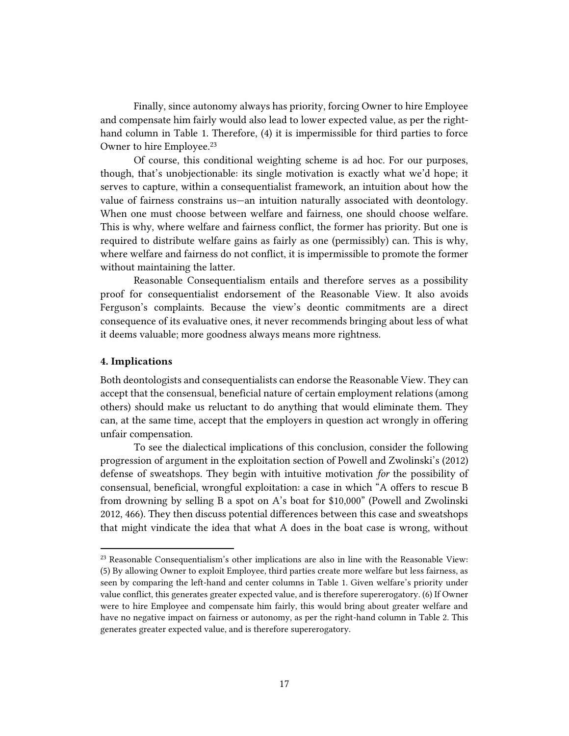Finally, since autonomy always has priority, forcing Owner to hire Employee and compensate him fairly would also lead to lower expected value, as per the right-hand column in Table 1. Therefore, (4) it is impermissible for third parties to force Owner to hire Employee.[23]

Of course, this conditional weighting scheme is ad hoc. For our purposes, though, that's unobjectionable: its single motivation is exactly what we'd hope; it serves to capture, within a consequentialist framework, an intuition about how the value of fairness constrains us—an intuition naturally associated with deontology. When one must choose between welfare and fairness, one should choose welfare. This is why, where welfare and fairness conflict, the former has priority. But one is required to distribute welfare gains as fairly as one (permissibly) can. This is why, where welfare and fairness do not conflict, it is impermissible to promote the former without maintaining the latter.

Reasonable Consequentialism entails and therefore serves as a possibility proof for consequentialist endorsement of the Reasonable View. It also avoids Ferguson's complaints. Because the view's deontic commitments are a direct consequence of its evaluative ones, it never recommends bringing about less of what it deems valuable; more goodness always means more rightness.

## 4. Implications

Both deontologists and consequentialists can endorse the Reasonable View. They can accept that the consensual, beneficial nature of certain employment relations (among others) should make us reluctant to do anything that would eliminate them. They can, at the same time, accept that the employers in question act wrongly in offering unfair compensation.

To see the dialectical implications of this conclusion, consider the following progression of argument in the exploitation section of Powell and Zwolinski's (2012) defense of sweatshops. They begin with intuitive motivation *for* the possibility of consensual, beneficial, wrongful exploitation: a case in which "A offers to rescue B from drowning by selling B a spot on A's boat for $10,000" (Powell and Zwolinski 2012, 466). They then discuss potential differences between this case and sweatshops that might vindicate the idea that what A does in the boat case is wrong, without

[23] Reasonable Consequentialism's other implications are also in line with the Reasonable View: (5) By allowing Owner to exploit Employee, third parties create more welfare but less fairness, as seen by comparing the left-hand and center columns in Table 1. Given welfare's priority under value conflict, this generates greater expected value, and is therefore supererogatory. (6) If Owner were to hire Employee and compensate him fairly, this would bring about greater welfare and have no negative impact on fairness or autonomy, as per the right-hand column in Table 2. This generates greater expected value, and is therefore supererogatory.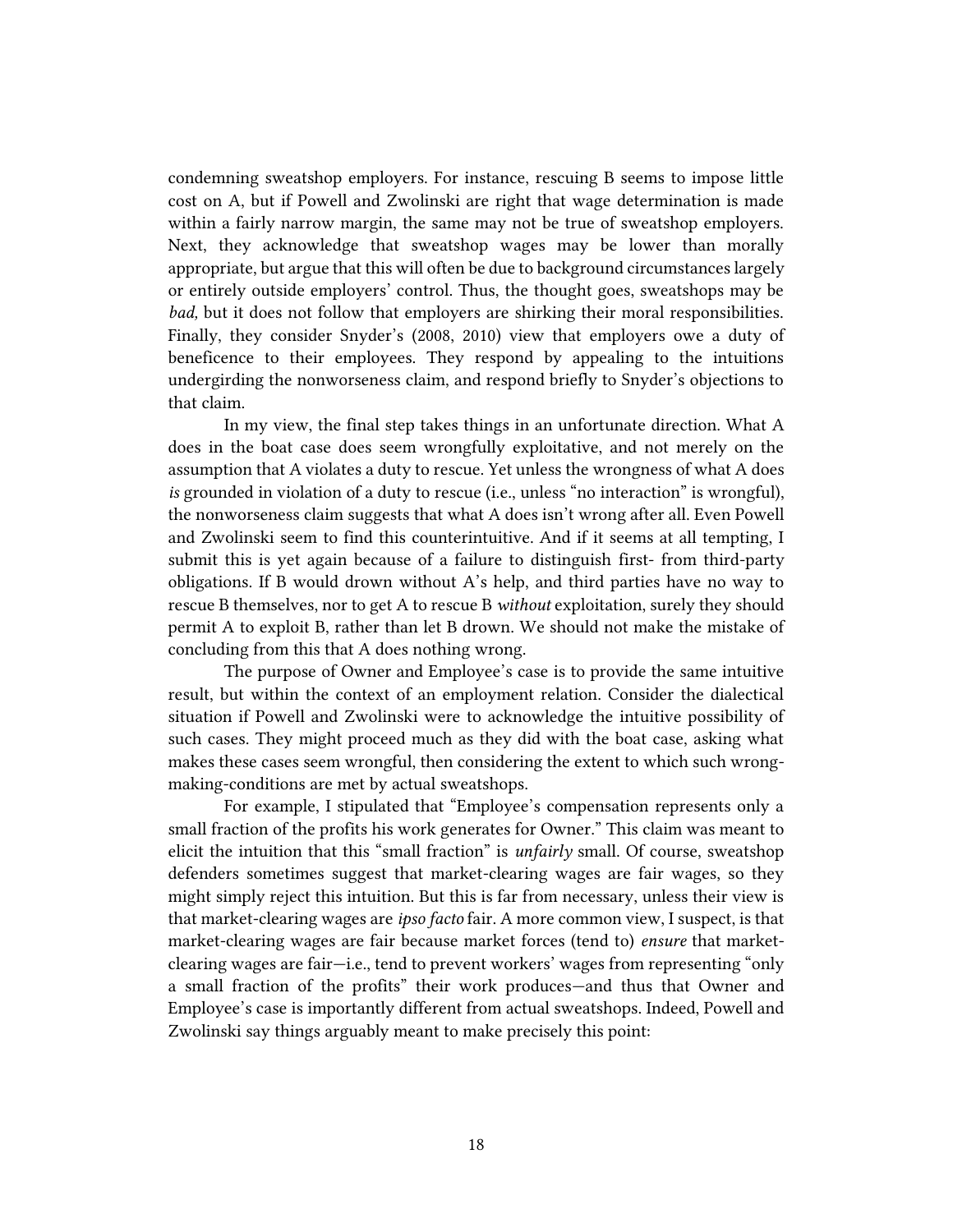condemning sweatshop employers. For instance, rescuing B seems to impose little cost on A, but if Powell and Zwolinski are right that wage determination is made within a fairly narrow margin, the same may not be true of sweatshop employers. Next, they acknowledge that sweatshop wages may be lower than morally appropriate, but argue that this will often be due to background circumstances largely or entirely outside employers' control. Thus, the thought goes, sweatshops may be *bad,* but it does not follow that employers are shirking their moral responsibilities. Finally, they consider Snyder's (2008, 2010) view that employers owe a duty of beneficence to their employees. They respond by appealing to the intuitions undergirding the nonworseness claim, and respond briefly to Snyder's objections to that claim.

In my view, the final step takes things in an unfortunate direction. What A does in the boat case does seem wrongfully exploitative, and not merely on the assumption that A violates a duty to rescue. Yet unless the wrongness of what A does *is* grounded in violation of a duty to rescue (i.e., unless "no interaction" is wrongful), the nonworseness claim suggests that what A does isn't wrong after all. Even Powell and Zwolinski seem to find this counterintuitive. And if it seems at all tempting, I submit this is yet again because of a failure to distinguish first- from third-party obligations. If B would drown without A's help, and third parties have no way to rescue B themselves, nor to get A to rescue B *without* exploitation, surely they should permit A to exploit B, rather than let B drown. We should not make the mistake of concluding from this that A does nothing wrong.

The purpose of Owner and Employee's case is to provide the same intuitive result, but within the context of an employment relation. Consider the dialectical situation if Powell and Zwolinski were to acknowledge the intuitive possibility of such cases. They might proceed much as they did with the boat case, asking what makes these cases seem wrongful, then considering the extent to which such wrong-making-conditions are met by actual sweatshops.

For example, I stipulated that "Employee's compensation represents only a small fraction of the profits his work generates for Owner." This claim was meant to elicit the intuition that this "small fraction" is *unfairly* small. Of course, sweatshop defenders sometimes suggest that market-clearing wages are fair wages, so they might simply reject this intuition. But this is far from necessary, unless their view is that market-clearing wages are *ipso facto* fair. A more common view, I suspect, is that market-clearing wages are fair because market forces (tend to) *ensure* that market-clearing wages are fair—i.e., tend to prevent workers' wages from representing "only a small fraction of the profits" their work produces—and thus that Owner and Employee's case is importantly different from actual sweatshops. Indeed, Powell and Zwolinski say things arguably meant to make precisely this point: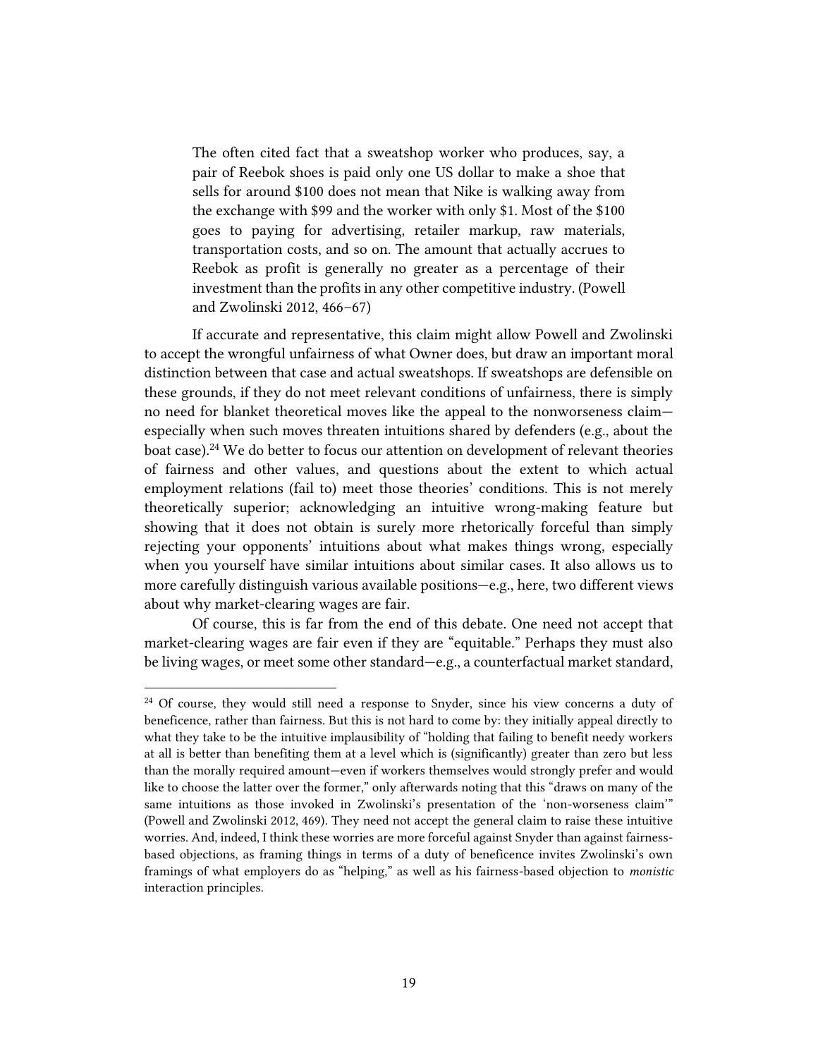> The often cited fact that a sweatshop worker who produces, say, a pair of Reebok shoes is paid only one US dollar to make a shoe that sells for around $100 does not mean that Nike is walking away from the exchange with $99 and the worker with only $1. Most of the $100 goes to paying for advertising, retailer markup, raw materials, transportation costs, and so on. The amount that actually accrues to Reebok as profit is generally no greater as a percentage of their investment than the profits in any other competitive industry. (Powell and Zwolinski 2012, 466–67)

If accurate and representative, this claim might allow Powell and Zwolinski to accept the wrongful unfairness of what Owner does, but draw an important moral distinction between that case and actual sweatshops. If sweatshops are defensible on these grounds, if they do not meet relevant conditions of unfairness, there is simply no need for blanket theoretical moves like the appeal to the nonworseness claim—especially when such moves threaten intuitions shared by defenders (e.g., about the boat case).[24] We do better to focus our attention on development of relevant theories of fairness and other values, and questions about the extent to which actual employment relations (fail to) meet those theories' conditions. This is not merely theoretically superior; acknowledging an intuitive wrong-making feature but showing that it does not obtain is surely more rhetorically forceful than simply rejecting your opponents' intuitions about what makes things wrong, especially when you yourself have similar intuitions about similar cases. It also allows us to more carefully distinguish various available positions—e.g., here, two different views about why market-clearing wages are fair.

Of course, this is far from the end of this debate. One need not accept that market-clearing wages are fair even if they are "equitable." Perhaps they must also be living wages, or meet some other standard—e.g., a counterfactual market standard,

[24] Of course, they would still need a response to Snyder, since his view concerns a duty of beneficence, rather than fairness. But this is not hard to come by: they initially appeal directly to what they take to be the intuitive implausibility of "holding that failing to benefit needy workers at all is better than benefiting them at a level which is (significantly) greater than zero but less than the morally required amount—even if workers themselves would strongly prefer and would like to choose the latter over the former," only afterwards noting that this "draws on many of the same intuitions as those invoked in Zwolinski's presentation of the 'non-worseness claim'" (Powell and Zwolinski 2012, 469). They need not accept the general claim to raise these intuitive worries. And, indeed, I think these worries are more forceful against Snyder than against fairness-based objections, as framing things in terms of a duty of beneficence invites Zwolinski's own framings of what employers do as "helping," as well as his fairness-based objection to *monistic* interaction principles.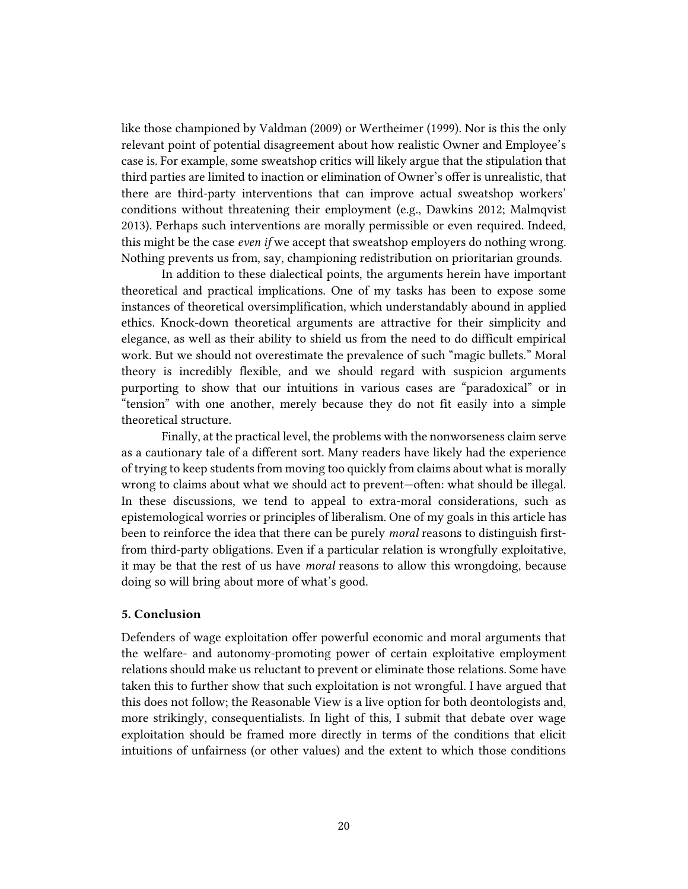like those championed by Valdman (2009) or Wertheimer (1999). Nor is this the only relevant point of potential disagreement about how realistic Owner and Employee's case is. For example, some sweatshop critics will likely argue that the stipulation that third parties are limited to inaction or elimination of Owner's offer is unrealistic, that there are third-party interventions that can improve actual sweatshop workers' conditions without threatening their employment (e.g., Dawkins 2012; Malmqvist 2013). Perhaps such interventions are morally permissible or even required. Indeed, this might be the case *even if* we accept that sweatshop employers do nothing wrong. Nothing prevents us from, say, championing redistribution on prioritarian grounds.

In addition to these dialectical points, the arguments herein have important theoretical and practical implications. One of my tasks has been to expose some instances of theoretical oversimplification, which understandably abound in applied ethics. Knock-down theoretical arguments are attractive for their simplicity and elegance, as well as their ability to shield us from the need to do difficult empirical work. But we should not overestimate the prevalence of such "magic bullets." Moral theory is incredibly flexible, and we should regard with suspicion arguments purporting to show that our intuitions in various cases are "paradoxical" or in "tension" with one another, merely because they do not fit easily into a simple theoretical structure.

Finally, at the practical level, the problems with the nonworseness claim serve as a cautionary tale of a different sort. Many readers have likely had the experience of trying to keep students from moving too quickly from claims about what is morally wrong to claims about what we should act to prevent—often: what should be illegal. In these discussions, we tend to appeal to extra-moral considerations, such as epistemological worries or principles of liberalism. One of my goals in this article has been to reinforce the idea that there can be purely *moral* reasons to distinguish first- from third-party obligations. Even if a particular relation is wrongfully exploitative, it may be that the rest of us have *moral* reasons to allow this wrongdoing, because doing so will bring about more of what's good.

## 5. Conclusion

Defenders of wage exploitation offer powerful economic and moral arguments that the welfare- and autonomy-promoting power of certain exploitative employment relations should make us reluctant to prevent or eliminate those relations. Some have taken this to further show that such exploitation is not wrongful. I have argued that this does not follow; the Reasonable View is a live option for both deontologists and, more strikingly, consequentialists. In light of this, I submit that debate over wage exploitation should be framed more directly in terms of the conditions that elicit intuitions of unfairness (or other values) and the extent to which those conditions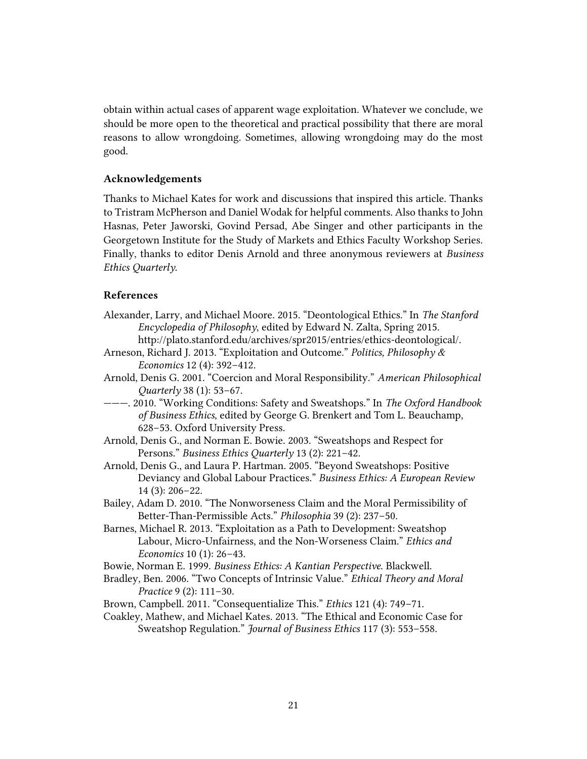obtain within actual cases of apparent wage exploitation. Whatever we conclude, we should be more open to the theoretical and practical possibility that there are moral reasons to allow wrongdoing. Sometimes, allowing wrongdoing may do the most good.

### Acknowledgements

Thanks to Michael Kates for work and discussions that inspired this article. Thanks to Tristram McPherson and Daniel Wodak for helpful comments. Also thanks to John Hasnas, Peter Jaworski, Govind Persad, Abe Singer and other participants in the Georgetown Institute for the Study of Markets and Ethics Faculty Workshop Series. Finally, thanks to editor Denis Arnold and three anonymous reviewers at *Business Ethics Quarterly*.

### References

Alexander, Larry, and Michael Moore. 2015. "Deontological Ethics." In *The Stanford Encyclopedia of Philosophy*, edited by Edward N. Zalta, Spring 2015. http://plato.stanford.edu/archives/spr2015/entries/ethics-deontological/.

Arneson, Richard J. 2013. "Exploitation and Outcome." *Politics, Philosophy & Economics* 12 (4): 392–412.

Arnold, Denis G. 2001. "Coercion and Moral Responsibility." *American Philosophical Quarterly* 38 (1): 53–67.

———. 2010. "Working Conditions: Safety and Sweatshops." In *The Oxford Handbook of Business Ethics*, edited by George G. Brenkert and Tom L. Beauchamp, 628–53. Oxford University Press.

Arnold, Denis G., and Norman E. Bowie. 2003. "Sweatshops and Respect for Persons." *Business Ethics Quarterly* 13 (2): 221–42.

Arnold, Denis G., and Laura P. Hartman. 2005. "Beyond Sweatshops: Positive Deviancy and Global Labour Practices." *Business Ethics: A European Review* 14 (3): 206–22.

Bailey, Adam D. 2010. "The Nonworseness Claim and the Moral Permissibility of Better-Than-Permissible Acts." *Philosophia* 39 (2): 237–50.

Barnes, Michael R. 2013. "Exploitation as a Path to Development: Sweatshop Labour, Micro-Unfairness, and the Non-Worseness Claim." *Ethics and Economics* 10 (1): 26–43.

Bowie, Norman E. 1999. *Business Ethics: A Kantian Perspective*. Blackwell.

Bradley, Ben. 2006. "Two Concepts of Intrinsic Value." *Ethical Theory and Moral Practice* 9 (2): 111–30.

Brown, Campbell. 2011. "Consequentialize This." *Ethics* 121 (4): 749–71.

Coakley, Mathew, and Michael Kates. 2013. "The Ethical and Economic Case for Sweatshop Regulation." *Journal of Business Ethics* 117 (3): 553–558.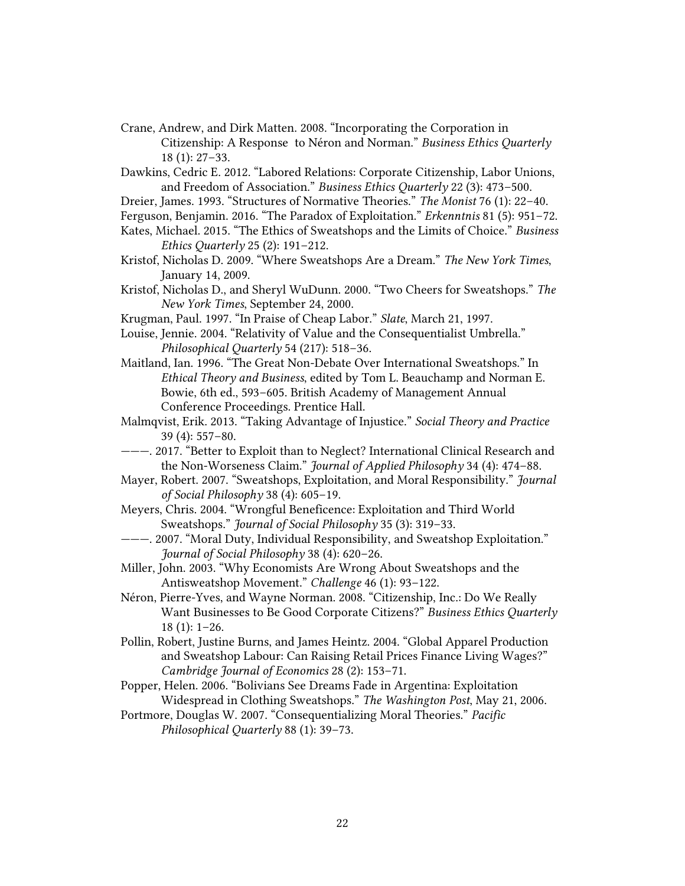Crane, Andrew, and Dirk Matten. 2008. "Incorporating the Corporation in Citizenship: A Response to Néron and Norman." *Business Ethics Quarterly* 18 (1): 27–33.

Dawkins, Cedric E. 2012. "Labored Relations: Corporate Citizenship, Labor Unions, and Freedom of Association." *Business Ethics Quarterly* 22 (3): 473–500.

Dreier, James. 1993. "Structures of Normative Theories." *The Monist* 76 (1): 22–40.

Ferguson, Benjamin. 2016. "The Paradox of Exploitation." *Erkenntnis* 81 (5): 951–72.

Kates, Michael. 2015. "The Ethics of Sweatshops and the Limits of Choice." *Business Ethics Quarterly* 25 (2): 191–212.

Kristof, Nicholas D. 2009. "Where Sweatshops Are a Dream." *The New York Times*, January 14, 2009.

Kristof, Nicholas D., and Sheryl WuDunn. 2000. "Two Cheers for Sweatshops." *The New York Times*, September 24, 2000.

Krugman, Paul. 1997. "In Praise of Cheap Labor." *Slate*, March 21, 1997.

Louise, Jennie. 2004. "Relativity of Value and the Consequentialist Umbrella." *Philosophical Quarterly* 54 (217): 518–36.

Maitland, Ian. 1996. "The Great Non-Debate Over International Sweatshops." In *Ethical Theory and Business*, edited by Tom L. Beauchamp and Norman E. Bowie, 6th ed., 593–605. British Academy of Management Annual Conference Proceedings. Prentice Hall.

Malmqvist, Erik. 2013. "Taking Advantage of Injustice." *Social Theory and Practice* 39 (4): 557–80.

———. 2017. "Better to Exploit than to Neglect? International Clinical Research and the Non-Worseness Claim." *Journal of Applied Philosophy* 34 (4): 474–88.

Mayer, Robert. 2007. "Sweatshops, Exploitation, and Moral Responsibility." *Journal of Social Philosophy* 38 (4): 605–19.

Meyers, Chris. 2004. "Wrongful Beneficence: Exploitation and Third World Sweatshops." *Journal of Social Philosophy* 35 (3): 319–33.

———. 2007. "Moral Duty, Individual Responsibility, and Sweatshop Exploitation." *Journal of Social Philosophy* 38 (4): 620–26.

Miller, John. 2003. "Why Economists Are Wrong About Sweatshops and the Antisweatshop Movement." *Challenge* 46 (1): 93–122.

Néron, Pierre-Yves, and Wayne Norman. 2008. "Citizenship, Inc.: Do We Really Want Businesses to Be Good Corporate Citizens?" *Business Ethics Quarterly* 18 (1): 1–26.

Pollin, Robert, Justine Burns, and James Heintz. 2004. "Global Apparel Production and Sweatshop Labour: Can Raising Retail Prices Finance Living Wages?" *Cambridge Journal of Economics* 28 (2): 153–71.

Popper, Helen. 2006. "Bolivians See Dreams Fade in Argentina: Exploitation Widespread in Clothing Sweatshops." *The Washington Post*, May 21, 2006.

Portmore, Douglas W. 2007. "Consequentializing Moral Theories." *Pacific Philosophical Quarterly* 88 (1): 39–73.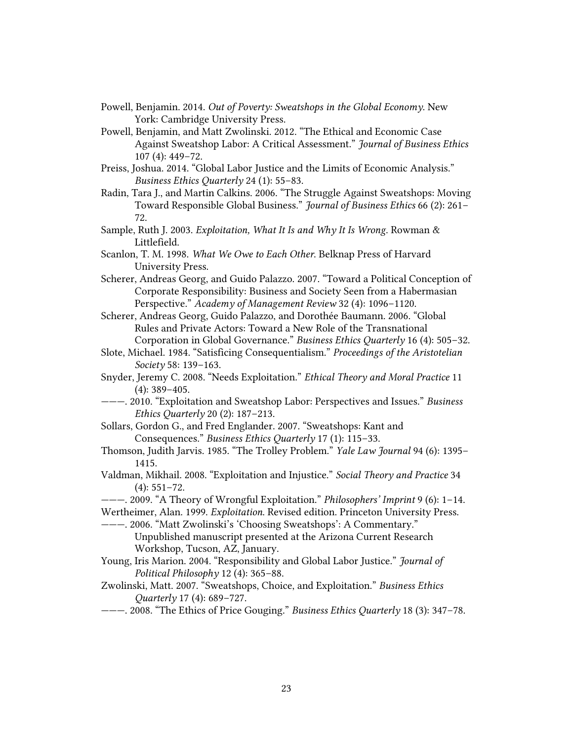Powell, Benjamin. 2014. *Out of Poverty: Sweatshops in the Global Economy*. New York: Cambridge University Press.

Powell, Benjamin, and Matt Zwolinski. 2012. "The Ethical and Economic Case Against Sweatshop Labor: A Critical Assessment." *Journal of Business Ethics* 107 (4): 449–72.

Preiss, Joshua. 2014. "Global Labor Justice and the Limits of Economic Analysis." *Business Ethics Quarterly* 24 (1): 55–83.

Radin, Tara J., and Martin Calkins. 2006. "The Struggle Against Sweatshops: Moving Toward Responsible Global Business." *Journal of Business Ethics* 66 (2): 261–72.

Sample, Ruth J. 2003. *Exploitation, What It Is and Why It Is Wrong*. Rowman & Littlefield.

Scanlon, T. M. 1998. *What We Owe to Each Other*. Belknap Press of Harvard University Press.

Scherer, Andreas Georg, and Guido Palazzo. 2007. "Toward a Political Conception of Corporate Responsibility: Business and Society Seen from a Habermasian Perspective." *Academy of Management Review* 32 (4): 1096–1120.

Scherer, Andreas Georg, Guido Palazzo, and Dorothée Baumann. 2006. "Global Rules and Private Actors: Toward a New Role of the Transnational Corporation in Global Governance." *Business Ethics Quarterly* 16 (4): 505–32.

Slote, Michael. 1984. "Satisficing Consequentialism." *Proceedings of the Aristotelian Society* 58: 139–163.

Snyder, Jeremy C. 2008. "Needs Exploitation." *Ethical Theory and Moral Practice* 11 (4): 389–405.

———. 2010. "Exploitation and Sweatshop Labor: Perspectives and Issues." *Business Ethics Quarterly* 20 (2): 187–213.

Sollars, Gordon G., and Fred Englander. 2007. "Sweatshops: Kant and Consequences." *Business Ethics Quarterly* 17 (1): 115–33.

Thomson, Judith Jarvis. 1985. "The Trolley Problem." *Yale Law Journal* 94 (6): 1395–1415.

Valdman, Mikhail. 2008. "Exploitation and Injustice." *Social Theory and Practice* 34 (4): 551–72.

———. 2009. "A Theory of Wrongful Exploitation." *Philosophers' Imprint* 9 (6): 1–14.

Wertheimer, Alan. 1999. *Exploitation*. Revised edition. Princeton University Press.

———. 2006. "Matt Zwolinski's 'Choosing Sweatshops': A Commentary." Unpublished manuscript presented at the Arizona Current Research Workshop, Tucson, AZ, January.

Young, Iris Marion. 2004. "Responsibility and Global Labor Justice." *Journal of Political Philosophy* 12 (4): 365–88.

Zwolinski, Matt. 2007. "Sweatshops, Choice, and Exploitation." *Business Ethics Quarterly* 17 (4): 689–727.

———. 2008. "The Ethics of Price Gouging." *Business Ethics Quarterly* 18 (3): 347–78.